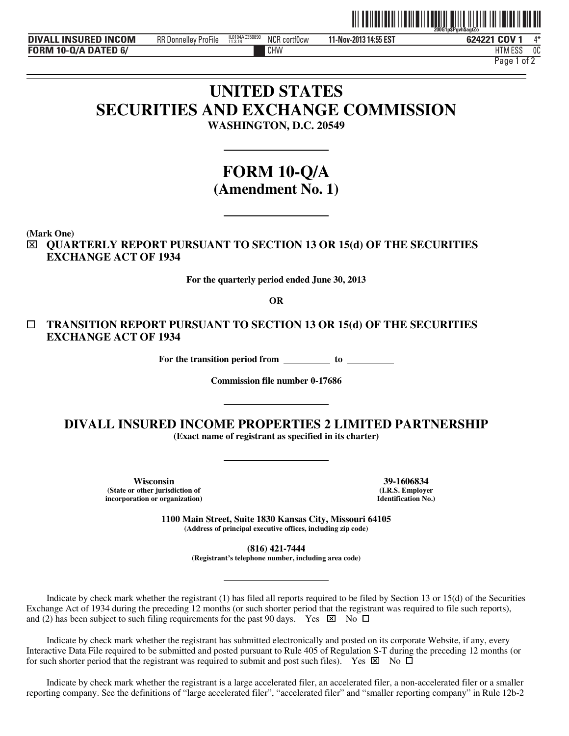# UNITED STATES
# SECURITIES AND EXCHANGE COMMISSION
**WASHINGTON, D.C. 20549**

# FORM 10-Q/A
## (Amendment No. 1)

**(Mark One)**

☒ **QUARTERLY REPORT PURSUANT TO SECTION 13 OR 15(d) OF THE SECURITIES EXCHANGE ACT OF 1934**

**For the quarterly period ended June 30, 2013**

**OR**

☐ **TRANSITION REPORT PURSUANT TO SECTION 13 OR 15(d) OF THE SECURITIES EXCHANGE ACT OF 1934**

**For the transition period from \_\_\_\_\_\_\_\_\_\_ to \_\_\_\_\_\_\_\_\_\_**

**Commission file number 0-17686**

## DIVALL INSURED INCOME PROPERTIES 2 LIMITED PARTNERSHIP
**(Exact name of registrant as specified in its charter)**

| | |
|---|---|
| **Wisconsin** | **39-1606834** |
| **(State or other jurisdiction of incorporation or organization)** | **(I.R.S. Employer Identification No.)** |

**1100 Main Street, Suite 1830 Kansas City, Missouri 64105**
**(Address of principal executive offices, including zip code)**

**(816) 421-7444**
**(Registrant's telephone number, including area code)**

Indicate by check mark whether the registrant (1) has filed all reports required to be filed by Section 13 or 15(d) of the Securities Exchange Act of 1934 during the preceding 12 months (or such shorter period that the registrant was required to file such reports), and (2) has been subject to such filing requirements for the past 90 days. Yes ☒ No ☐

Indicate by check mark whether the registrant has submitted electronically and posted on its corporate Website, if any, every Interactive Data File required to be submitted and posted pursuant to Rule 405 of Regulation S-T during the preceding 12 months (or for such shorter period that the registrant was required to submit and post such files). Yes ☒ No ☐

Indicate by check mark whether the registrant is a large accelerated filer, an accelerated filer, a non-accelerated filer or a smaller reporting company. See the definitions of "large accelerated filer", "accelerated filer" and "smaller reporting company" in Rule 12b-2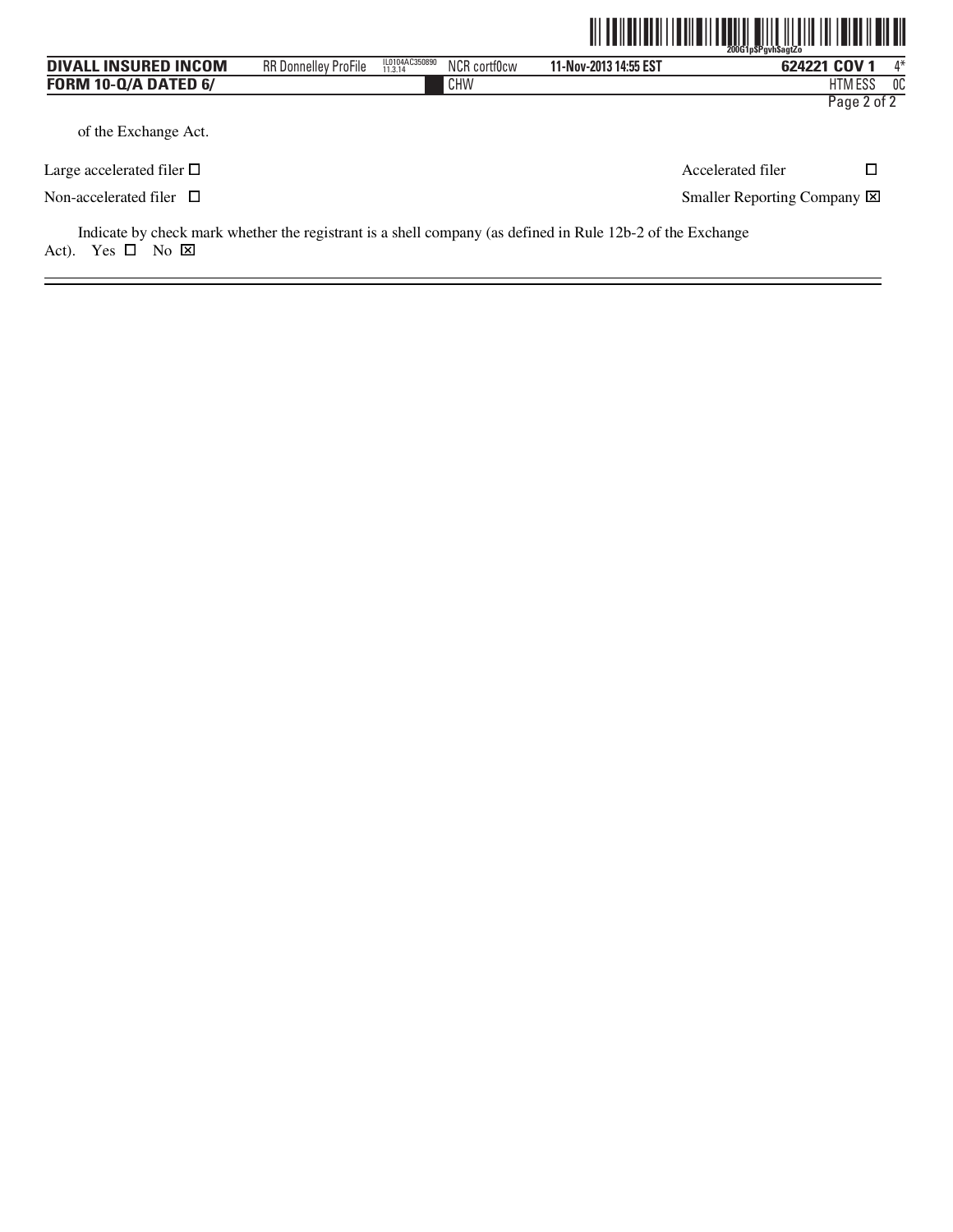of the Exchange Act.

Large accelerated filer ☐ Accelerated filer ☐

Non-accelerated filer ☐ Smaller Reporting Company ☒

Indicate by check mark whether the registrant is a shell company (as defined in Rule 12b-2 of the Exchange Act). Yes ☐ No ☒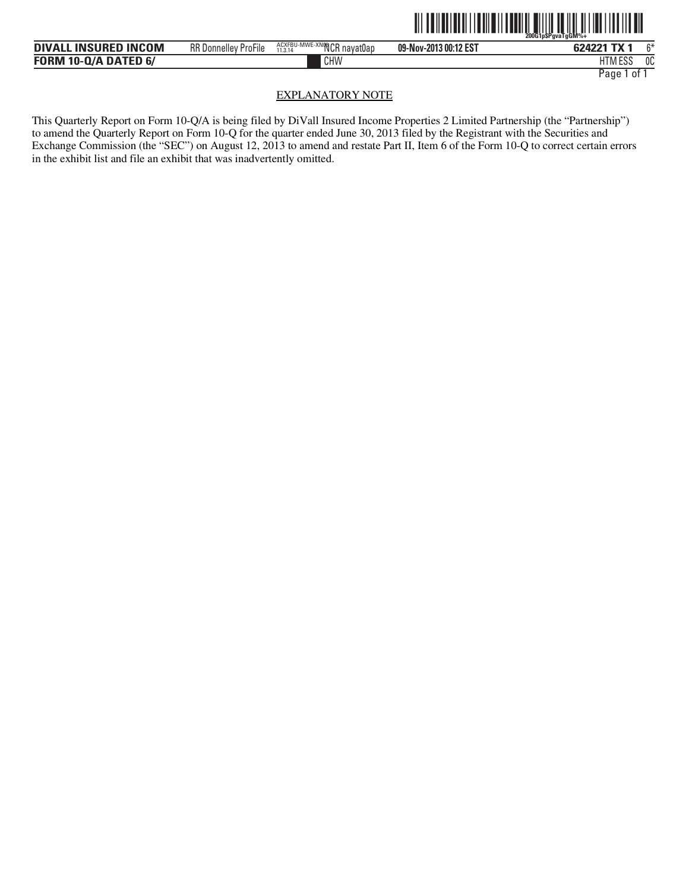EXPLANATORY NOTE

This Quarterly Report on Form 10-Q/A is being filed by DiVall Insured Income Properties 2 Limited Partnership (the "Partnership") to amend the Quarterly Report on Form 10-Q for the quarter ended June 30, 2013 filed by the Registrant with the Securities and Exchange Commission (the "SEC") on August 12, 2013 to amend and restate Part II, Item 6 of the Form 10-Q to correct certain errors in the exhibit list and file an exhibit that was inadvertently omitted.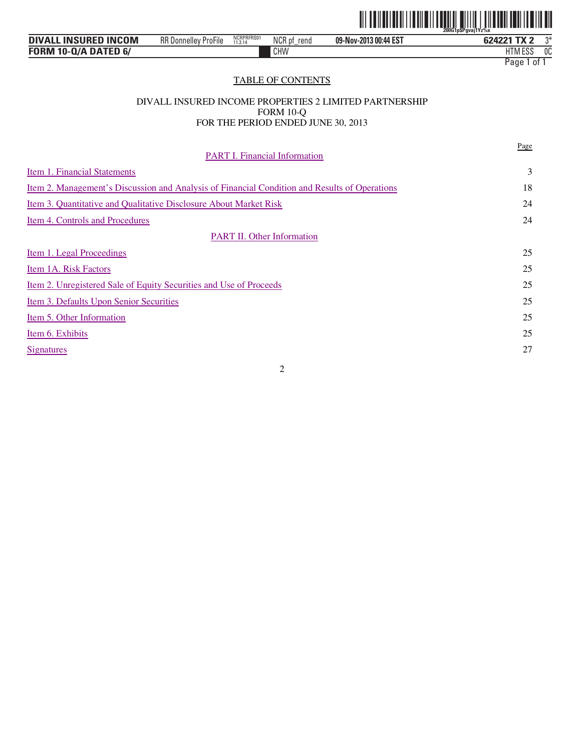TABLE OF CONTENTS

DIVALL INSURED INCOME PROPERTIES 2 LIMITED PARTNERSHIP
FORM 10-Q
FOR THE PERIOD ENDED JUNE 30, 2013

| | Page |
|---|---|
| PART I. Financial Information | |
| Item 1. Financial Statements | 3 |
| Item 2. Management's Discussion and Analysis of Financial Condition and Results of Operations | 18 |
| Item 3. Quantitative and Qualitative Disclosure About Market Risk | 24 |
| Item 4. Controls and Procedures | 24 |
| PART II. Other Information | |
| Item 1. Legal Proceedings | 25 |
| Item 1A. Risk Factors | 25 |
| Item 2. Unregistered Sale of Equity Securities and Use of Proceeds | 25 |
| Item 3. Defaults Upon Senior Securities | 25 |
| Item 5. Other Information | 25 |
| Item 6. Exhibits | 25 |
| Signatures | 27 |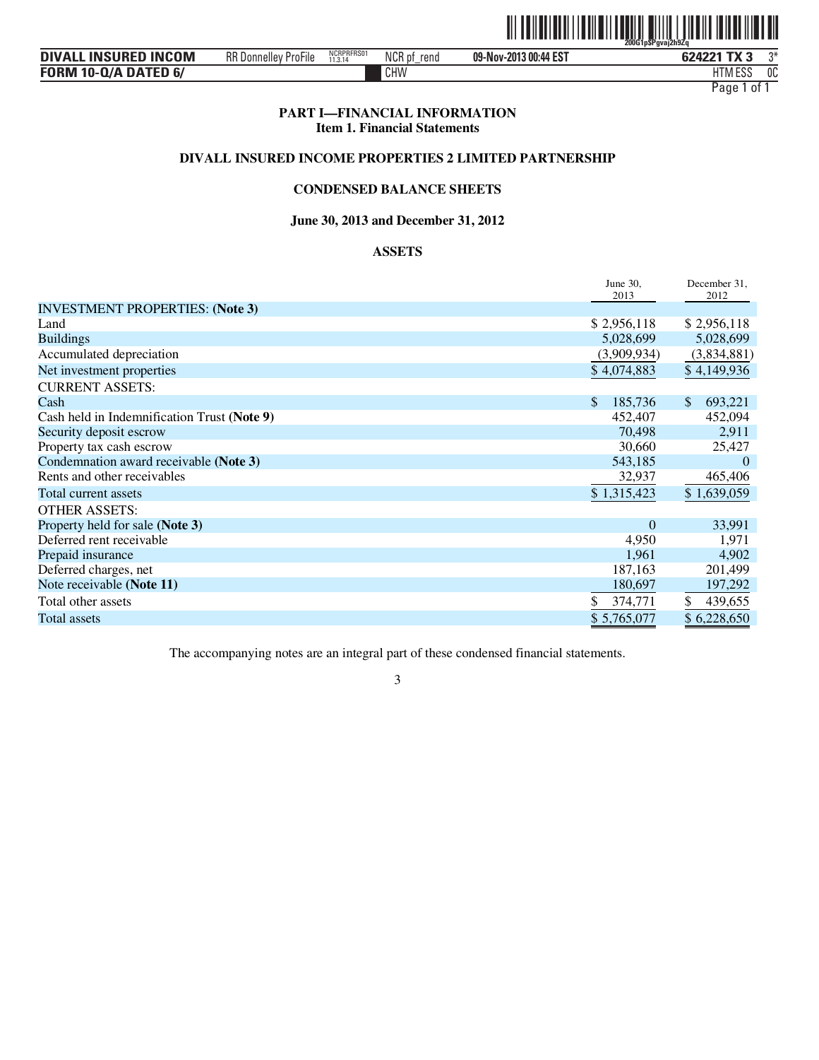# PART I—FINANCIAL INFORMATION

## Item 1. Financial Statements

## DIVALL INSURED INCOME PROPERTIES 2 LIMITED PARTNERSHIP

### CONDENSED BALANCE SHEETS

### June 30, 2013 and December 31, 2012

### ASSETS

| | June 30, 2013 | December 31, 2012 |
|---|---|---|
| INVESTMENT PROPERTIES: **(Note 3)** | | |
| Land | $ 2,956,118 | $ 2,956,118 |
| Buildings | 5,028,699 | 5,028,699 |
| Accumulated depreciation | (3,909,934) | (3,834,881) |
| Net investment properties | $ 4,074,883 | $ 4,149,936 |
| CURRENT ASSETS: | | |
| Cash | $ 185,736 | $ 693,221 |
| Cash held in Indemnification Trust **(Note 9)** | 452,407 | 452,094 |
| Security deposit escrow | 70,498 | 2,911 |
| Property tax cash escrow | 30,660 | 25,427 |
| Condemnation award receivable **(Note 3)** | 543,185 | 0 |
| Rents and other receivables | 32,937 | 465,406 |
| Total current assets | $ 1,315,423 | $ 1,639,059 |
| OTHER ASSETS: | | |
| Property held for sale **(Note 3)** | 0 | 33,991 |
| Deferred rent receivable | 4,950 | 1,971 |
| Prepaid insurance | 1,961 | 4,902 |
| Deferred charges, net | 187,163 | 201,499 |
| Note receivable **(Note 11)** | 180,697 | 197,292 |
| Total other assets | $ 374,771 | $ 439,655 |
| Total assets | $ 5,765,077 | $ 6,228,650 |

The accompanying notes are an integral part of these condensed financial statements.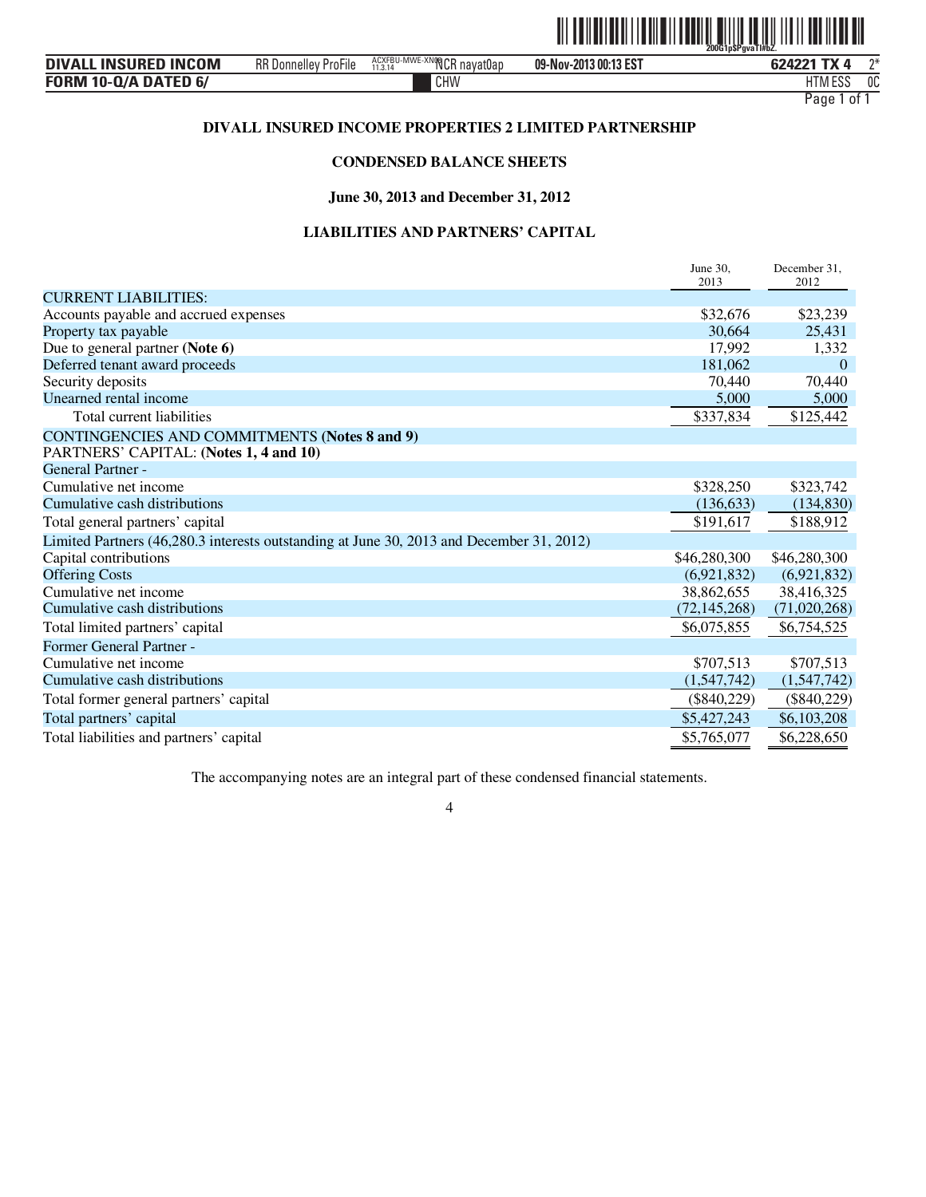**DIVALL INSURED INCOME PROPERTIES 2 LIMITED PARTNERSHIP**

**CONDENSED BALANCE SHEETS**

**June 30, 2013 and December 31, 2012**

**LIABILITIES AND PARTNERS' CAPITAL**

| | June 30, 2013 | December 31, 2012 |
|---|---|---|
| CURRENT LIABILITIES: | | |
| Accounts payable and accrued expenses | $32,676 | $23,239 |
| Property tax payable | 30,664 | 25,431 |
| Due to general partner **(Note 6)** | 17,992 | 1,332 |
| Deferred tenant award proceeds | 181,062 | 0 |
| Security deposits | 70,440 | 70,440 |
| Unearned rental income | 5,000 | 5,000 |
| Total current liabilities | $337,834 | $125,442 |
| CONTINGENCIES AND COMMITMENTS **(Notes 8 and 9)** | | |
| PARTNERS' CAPITAL: **(Notes 1, 4 and 10)** | | |
| General Partner - | | |
| Cumulative net income | $328,250 | $323,742 |
| Cumulative cash distributions | (136,633) | (134,830) |
| Total general partners' capital | $191,617 | $188,912 |
| Limited Partners (46,280.3 interests outstanding at June 30, 2013 and December 31, 2012) | | |
| Capital contributions | $46,280,300 | $46,280,300 |
| Offering Costs | (6,921,832) | (6,921,832) |
| Cumulative net income | 38,862,655 | 38,416,325 |
| Cumulative cash distributions | (72,145,268) | (71,020,268) |
| Total limited partners' capital | $6,075,855 | $6,754,525 |
| Former General Partner - | | |
| Cumulative net income | $707,513 | $707,513 |
| Cumulative cash distributions | (1,547,742) | (1,547,742) |
| Total former general partners' capital | ($840,229) | ($840,229) |
| Total partners' capital | $5,427,243 | $6,103,208 |
| Total liabilities and partners' capital | $5,765,077 | $6,228,650 |

The accompanying notes are an integral part of these condensed financial statements.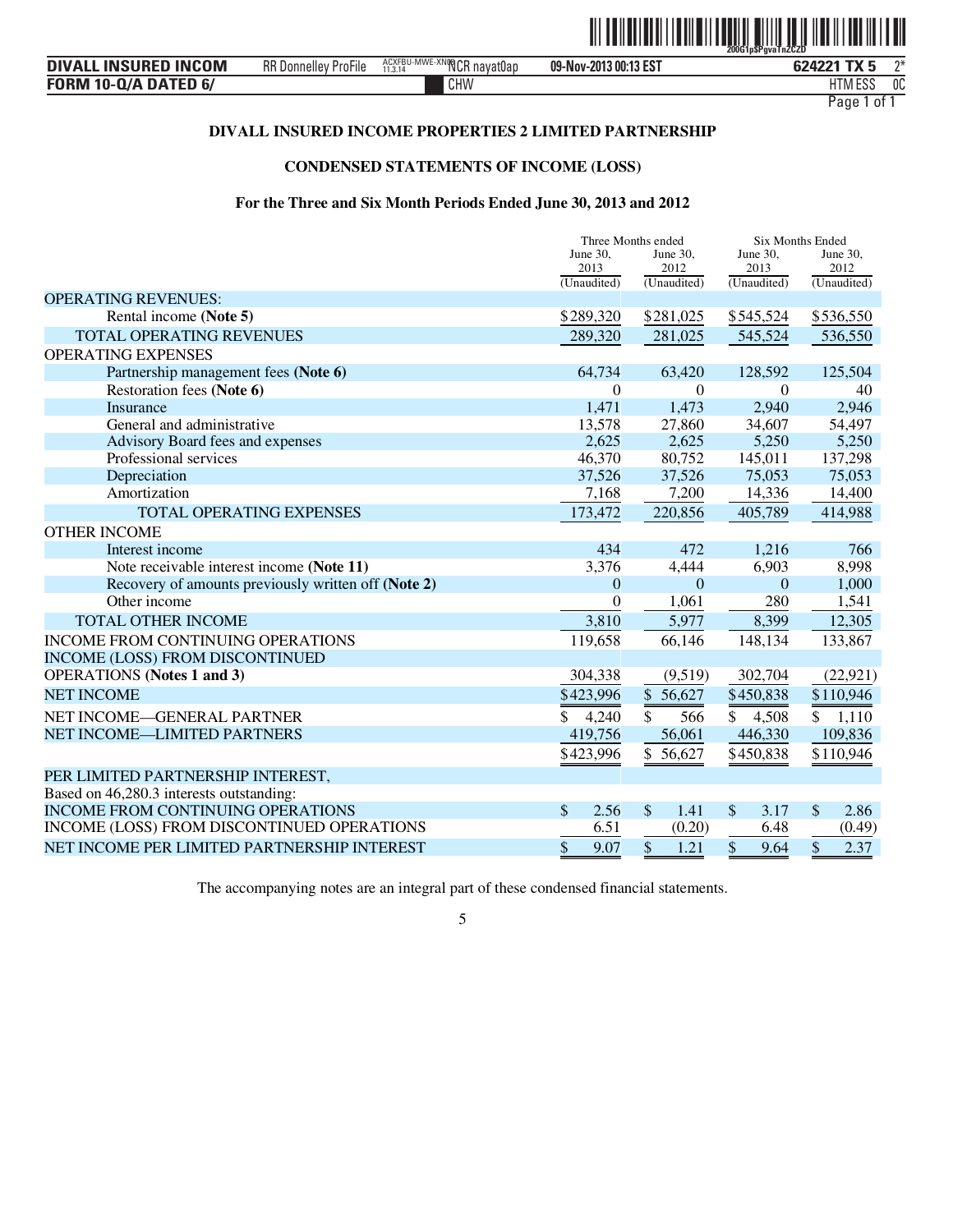**DIVALL INSURED INCOME PROPERTIES 2 LIMITED PARTNERSHIP**

**CONDENSED STATEMENTS OF INCOME (LOSS)**

**For the Three and Six Month Periods Ended June 30, 2013 and 2012**

| | Three Months ended | | Six Months Ended | |
|---|---|---|---|---|
| | June 30, 2013 (Unaudited) | June 30, 2012 (Unaudited) | June 30, 2013 (Unaudited) | June 30, 2012 (Unaudited) |
| OPERATING REVENUES: | | | | |
| Rental income **(Note 5)** | $289,320 | $281,025 | $545,524 | $536,550 |
| TOTAL OPERATING REVENUES | 289,320 | 281,025 | 545,524 | 536,550 |
| OPERATING EXPENSES | | | | |
| Partnership management fees **(Note 6)** | 64,734 | 63,420 | 128,592 | 125,504 |
| Restoration fees **(Note 6)** | 0 | 0 | 0 | 40 |
| Insurance | 1,471 | 1,473 | 2,940 | 2,946 |
| General and administrative | 13,578 | 27,860 | 34,607 | 54,497 |
| Advisory Board fees and expenses | 2,625 | 2,625 | 5,250 | 5,250 |
| Professional services | 46,370 | 80,752 | 145,011 | 137,298 |
| Depreciation | 37,526 | 37,526 | 75,053 | 75,053 |
| Amortization | 7,168 | 7,200 | 14,336 | 14,400 |
| TOTAL OPERATING EXPENSES | 173,472 | 220,856 | 405,789 | 414,988 |
| OTHER INCOME | | | | |
| Interest income | 434 | 472 | 1,216 | 766 |
| Note receivable interest income **(Note 11)** | 3,376 | 4,444 | 6,903 | 8,998 |
| Recovery of amounts previously written off **(Note 2)** | 0 | 0 | 0 | 1,000 |
| Other income | 0 | 1,061 | 280 | 1,541 |
| TOTAL OTHER INCOME | 3,810 | 5,977 | 8,399 | 12,305 |
| INCOME FROM CONTINUING OPERATIONS | 119,658 | 66,146 | 148,134 | 133,867 |
| INCOME (LOSS) FROM DISCONTINUED OPERATIONS **(Notes 1 and 3)** | 304,338 | (9,519) | 302,704 | (22,921) |
| NET INCOME | $423,996 | $ 56,627 | $450,838 | $110,946 |
| NET INCOME—GENERAL PARTNER | $ 4,240 | $ 566 | $ 4,508 | $ 1,110 |
| NET INCOME—LIMITED PARTNERS | 419,756 | 56,061 | 446,330 | 109,836 |
| | $423,996 | $ 56,627 | $450,838 | $110,946 |
| PER LIMITED PARTNERSHIP INTEREST, | | | | |
| Based on 46,280.3 interests outstanding: | | | | |
| INCOME FROM CONTINUING OPERATIONS | $ 2.56 | $ 1.41 | $ 3.17 | $ 2.86 |
| INCOME (LOSS) FROM DISCONTINUED OPERATIONS | 6.51 | (0.20) | 6.48 | (0.49) |
| NET INCOME PER LIMITED PARTNERSHIP INTEREST | $ 9.07 | $ 1.21 | $ 9.64 | $ 2.37 |

The accompanying notes are an integral part of these condensed financial statements.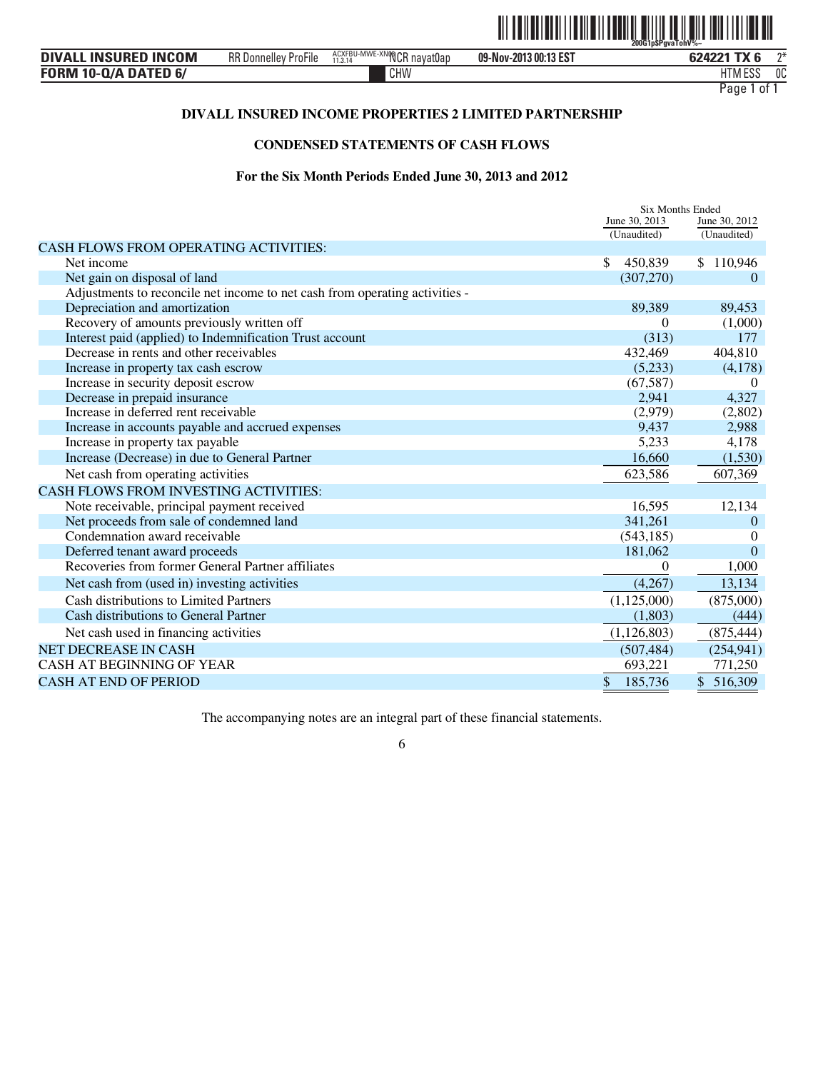# DIVALL INSURED INCOME PROPERTIES 2 LIMITED PARTNERSHIP

## CONDENSED STATEMENTS OF CASH FLOWS

### For the Six Month Periods Ended June 30, 2013 and 2012

| | Six Months Ended June 30, 2013 (Unaudited) | Six Months Ended June 30, 2012 (Unaudited) |
|---|---|---|
| CASH FLOWS FROM OPERATING ACTIVITIES: | | |
| Net income | $ 450,839 | $ 110,946 |
| Net gain on disposal of land | (307,270) | 0 |
| Adjustments to reconcile net income to net cash from operating activities - | | |
| Depreciation and amortization | 89,389 | 89,453 |
| Recovery of amounts previously written off | 0 | (1,000) |
| Interest paid (applied) to Indemnification Trust account | (313) | 177 |
| Decrease in rents and other receivables | 432,469 | 404,810 |
| Increase in property tax cash escrow | (5,233) | (4,178) |
| Increase in security deposit escrow | (67,587) | 0 |
| Decrease in prepaid insurance | 2,941 | 4,327 |
| Increase in deferred rent receivable | (2,979) | (2,802) |
| Increase in accounts payable and accrued expenses | 9,437 | 2,988 |
| Increase in property tax payable | 5,233 | 4,178 |
| Increase (Decrease) in due to General Partner | 16,660 | (1,530) |
| Net cash from operating activities | 623,586 | 607,369 |
| CASH FLOWS FROM INVESTING ACTIVITIES: | | |
| Note receivable, principal payment received | 16,595 | 12,134 |
| Net proceeds from sale of condemned land | 341,261 | 0 |
| Condemnation award receivable | (543,185) | 0 |
| Deferred tenant award proceeds | 181,062 | 0 |
| Recoveries from former General Partner affiliates | 0 | 1,000 |
| Net cash from (used in) investing activities | (4,267) | 13,134 |
| Cash distributions to Limited Partners | (1,125,000) | (875,000) |
| Cash distributions to General Partner | (1,803) | (444) |
| Net cash used in financing activities | (1,126,803) | (875,444) |
| NET DECREASE IN CASH | (507,484) | (254,941) |
| CASH AT BEGINNING OF YEAR | 693,221 | 771,250 |
| CASH AT END OF PERIOD | $ 185,736 | $ 516,309 |

The accompanying notes are an integral part of these financial statements.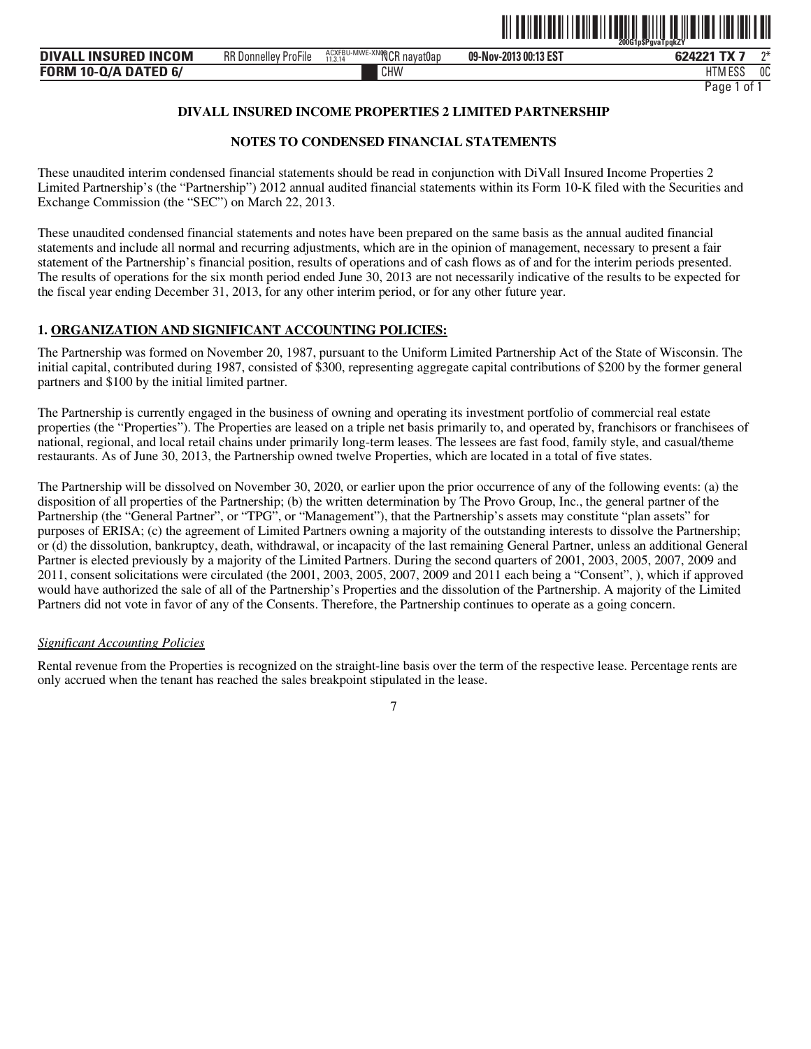**DIVALL INSURED INCOME PROPERTIES 2 LIMITED PARTNERSHIP**

**NOTES TO CONDENSED FINANCIAL STATEMENTS**

These unaudited interim condensed financial statements should be read in conjunction with DiVall Insured Income Properties 2 Limited Partnership's (the "Partnership") 2012 annual audited financial statements within its Form 10-K filed with the Securities and Exchange Commission (the "SEC") on March 22, 2013.

These unaudited condensed financial statements and notes have been prepared on the same basis as the annual audited financial statements and include all normal and recurring adjustments, which are in the opinion of management, necessary to present a fair statement of the Partnership's financial position, results of operations and of cash flows as of and for the interim periods presented. The results of operations for the six month period ended June 30, 2013 are not necessarily indicative of the results to be expected for the fiscal year ending December 31, 2013, for any other interim period, or for any other future year.

## 1. ORGANIZATION AND SIGNIFICANT ACCOUNTING POLICIES:

The Partnership was formed on November 20, 1987, pursuant to the Uniform Limited Partnership Act of the State of Wisconsin. The initial capital, contributed during 1987, consisted of $300, representing aggregate capital contributions of $200 by the former general partners and $100 by the initial limited partner.

The Partnership is currently engaged in the business of owning and operating its investment portfolio of commercial real estate properties (the "Properties"). The Properties are leased on a triple net basis primarily to, and operated by, franchisors or franchisees of national, regional, and local retail chains under primarily long-term leases. The lessees are fast food, family style, and casual/theme restaurants. As of June 30, 2013, the Partnership owned twelve Properties, which are located in a total of five states.

The Partnership will be dissolved on November 30, 2020, or earlier upon the prior occurrence of any of the following events: (a) the disposition of all properties of the Partnership; (b) the written determination by The Provo Group, Inc., the general partner of the Partnership (the "General Partner", or "TPG", or "Management"), that the Partnership's assets may constitute "plan assets" for purposes of ERISA; (c) the agreement of Limited Partners owning a majority of the outstanding interests to dissolve the Partnership; or (d) the dissolution, bankruptcy, death, withdrawal, or incapacity of the last remaining General Partner, unless an additional General Partner is elected previously by a majority of the Limited Partners. During the second quarters of 2001, 2003, 2005, 2007, 2009 and 2011, consent solicitations were circulated (the 2001, 2003, 2005, 2007, 2009 and 2011 each being a "Consent", ), which if approved would have authorized the sale of all of the Partnership's Properties and the dissolution of the Partnership. A majority of the Limited Partners did not vote in favor of any of the Consents. Therefore, the Partnership continues to operate as a going concern.

*Significant Accounting Policies*

Rental revenue from the Properties is recognized on the straight-line basis over the term of the respective lease. Percentage rents are only accrued when the tenant has reached the sales breakpoint stipulated in the lease.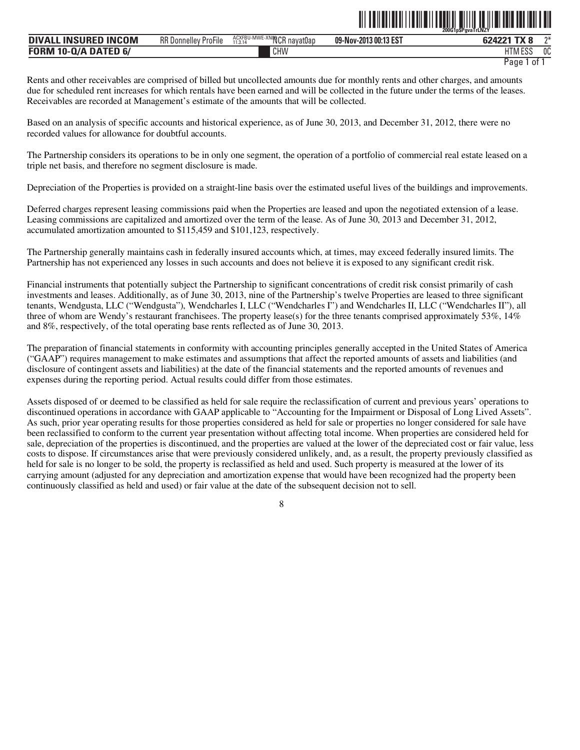Rents and other receivables are comprised of billed but uncollected amounts due for monthly rents and other charges, and amounts due for scheduled rent increases for which rentals have been earned and will be collected in the future under the terms of the leases. Receivables are recorded at Management's estimate of the amounts that will be collected.

Based on an analysis of specific accounts and historical experience, as of June 30, 2013, and December 31, 2012, there were no recorded values for allowance for doubtful accounts.

The Partnership considers its operations to be in only one segment, the operation of a portfolio of commercial real estate leased on a triple net basis, and therefore no segment disclosure is made.

Depreciation of the Properties is provided on a straight-line basis over the estimated useful lives of the buildings and improvements.

Deferred charges represent leasing commissions paid when the Properties are leased and upon the negotiated extension of a lease. Leasing commissions are capitalized and amortized over the term of the lease. As of June 30, 2013 and December 31, 2012, accumulated amortization amounted to $115,459 and $101,123, respectively.

The Partnership generally maintains cash in federally insured accounts which, at times, may exceed federally insured limits. The Partnership has not experienced any losses in such accounts and does not believe it is exposed to any significant credit risk.

Financial instruments that potentially subject the Partnership to significant concentrations of credit risk consist primarily of cash investments and leases. Additionally, as of June 30, 2013, nine of the Partnership's twelve Properties are leased to three significant tenants, Wendgusta, LLC ("Wendgusta"), Wendcharles I, LLC ("Wendcharles I") and Wendcharles II, LLC ("Wendcharles II"), all three of whom are Wendy's restaurant franchisees. The property lease(s) for the three tenants comprised approximately 53%, 14% and 8%, respectively, of the total operating base rents reflected as of June 30, 2013.

The preparation of financial statements in conformity with accounting principles generally accepted in the United States of America ("GAAP") requires management to make estimates and assumptions that affect the reported amounts of assets and liabilities (and disclosure of contingent assets and liabilities) at the date of the financial statements and the reported amounts of revenues and expenses during the reporting period. Actual results could differ from those estimates.

Assets disposed of or deemed to be classified as held for sale require the reclassification of current and previous years' operations to discontinued operations in accordance with GAAP applicable to "Accounting for the Impairment or Disposal of Long Lived Assets". As such, prior year operating results for those properties considered as held for sale or properties no longer considered for sale have been reclassified to conform to the current year presentation without affecting total income. When properties are considered held for sale, depreciation of the properties is discontinued, and the properties are valued at the lower of the depreciated cost or fair value, less costs to dispose. If circumstances arise that were previously considered unlikely, and, as a result, the property previously classified as held for sale is no longer to be sold, the property is reclassified as held and used. Such property is measured at the lower of its carrying amount (adjusted for any depreciation and amortization expense that would have been recognized had the property been continuously classified as held and used) or fair value at the date of the subsequent decision not to sell.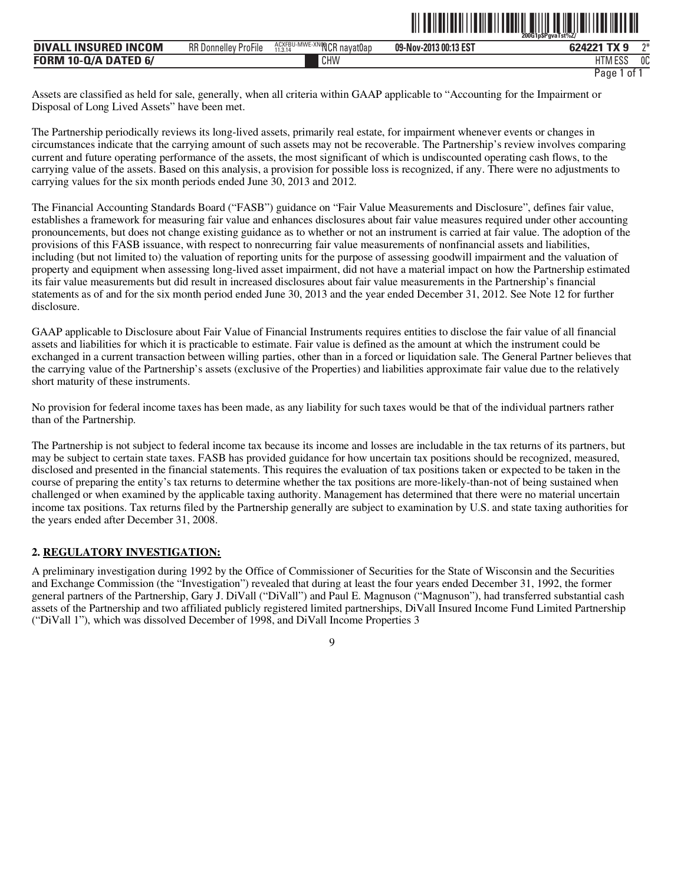Assets are classified as held for sale, generally, when all criteria within GAAP applicable to "Accounting for the Impairment or Disposal of Long Lived Assets" have been met.

The Partnership periodically reviews its long-lived assets, primarily real estate, for impairment whenever events or changes in circumstances indicate that the carrying amount of such assets may not be recoverable. The Partnership's review involves comparing current and future operating performance of the assets, the most significant of which is undiscounted operating cash flows, to the carrying value of the assets. Based on this analysis, a provision for possible loss is recognized, if any. There were no adjustments to carrying values for the six month periods ended June 30, 2013 and 2012.

The Financial Accounting Standards Board ("FASB") guidance on "Fair Value Measurements and Disclosure", defines fair value, establishes a framework for measuring fair value and enhances disclosures about fair value measures required under other accounting pronouncements, but does not change existing guidance as to whether or not an instrument is carried at fair value. The adoption of the provisions of this FASB issuance, with respect to nonrecurring fair value measurements of nonfinancial assets and liabilities, including (but not limited to) the valuation of reporting units for the purpose of assessing goodwill impairment and the valuation of property and equipment when assessing long-lived asset impairment, did not have a material impact on how the Partnership estimated its fair value measurements but did result in increased disclosures about fair value measurements in the Partnership's financial statements as of and for the six month period ended June 30, 2013 and the year ended December 31, 2012. See Note 12 for further disclosure.

GAAP applicable to Disclosure about Fair Value of Financial Instruments requires entities to disclose the fair value of all financial assets and liabilities for which it is practicable to estimate. Fair value is defined as the amount at which the instrument could be exchanged in a current transaction between willing parties, other than in a forced or liquidation sale. The General Partner believes that the carrying value of the Partnership's assets (exclusive of the Properties) and liabilities approximate fair value due to the relatively short maturity of these instruments.

No provision for federal income taxes has been made, as any liability for such taxes would be that of the individual partners rather than of the Partnership.

The Partnership is not subject to federal income tax because its income and losses are includable in the tax returns of its partners, but may be subject to certain state taxes. FASB has provided guidance for how uncertain tax positions should be recognized, measured, disclosed and presented in the financial statements. This requires the evaluation of tax positions taken or expected to be taken in the course of preparing the entity's tax returns to determine whether the tax positions are more-likely-than-not of being sustained when challenged or when examined by the applicable taxing authority. Management has determined that there were no material uncertain income tax positions. Tax returns filed by the Partnership generally are subject to examination by U.S. and state taxing authorities for the years ended after December 31, 2008.

**2. REGULATORY INVESTIGATION:**

A preliminary investigation during 1992 by the Office of Commissioner of Securities for the State of Wisconsin and the Securities and Exchange Commission (the "Investigation") revealed that during at least the four years ended December 31, 1992, the former general partners of the Partnership, Gary J. DiVall ("DiVall") and Paul E. Magnuson ("Magnuson"), had transferred substantial cash assets of the Partnership and two affiliated publicly registered limited partnerships, DiVall Insured Income Fund Limited Partnership ("DiVall 1"), which was dissolved December of 1998, and DiVall Income Properties 3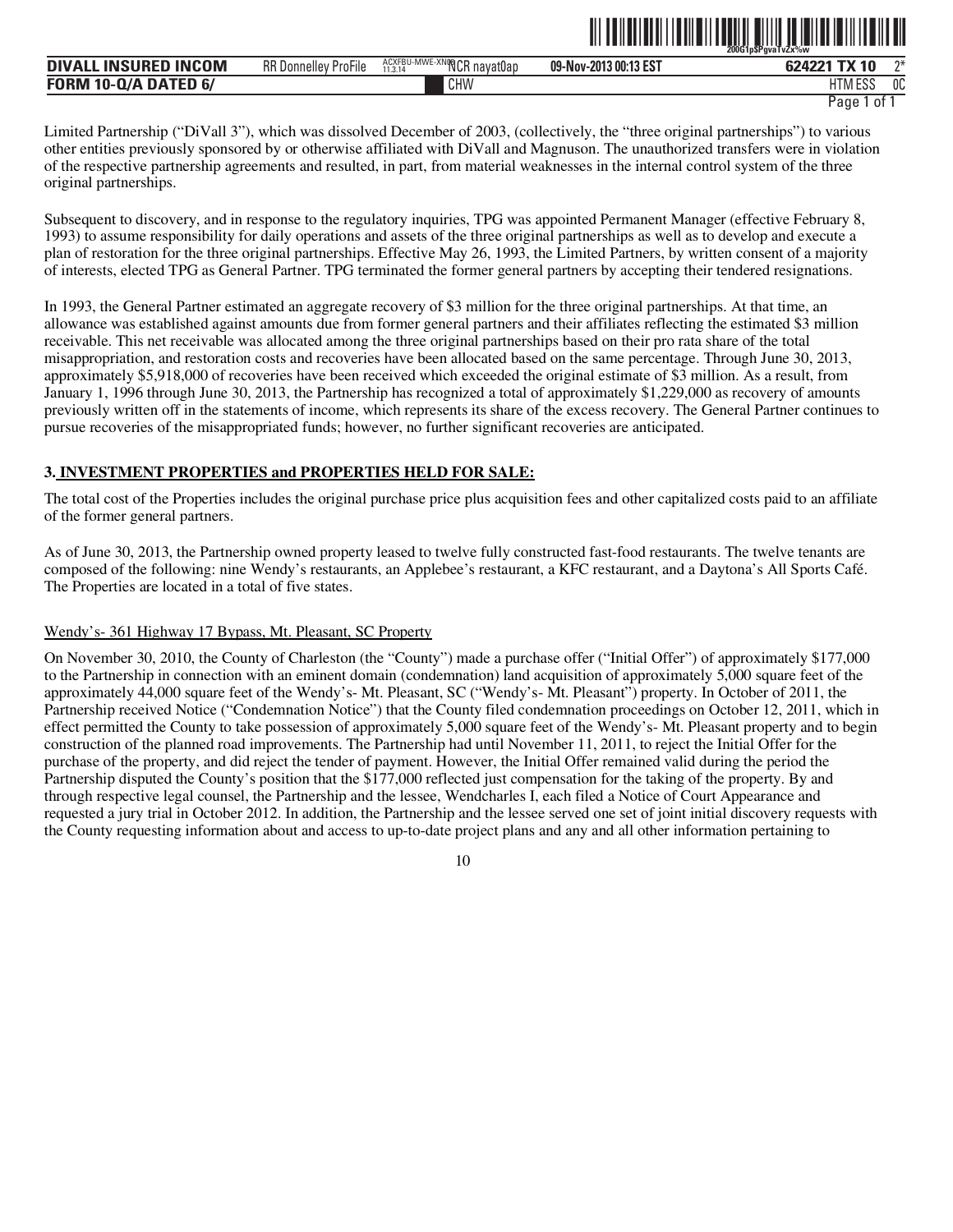Limited Partnership (“DiVall 3”), which was dissolved December of 2003, (collectively, the “three original partnerships”) to various other entities previously sponsored by or otherwise affiliated with DiVall and Magnuson. The unauthorized transfers were in violation of the respective partnership agreements and resulted, in part, from material weaknesses in the internal control system of the three original partnerships.

Subsequent to discovery, and in response to the regulatory inquiries, TPG was appointed Permanent Manager (effective February 8, 1993) to assume responsibility for daily operations and assets of the three original partnerships as well as to develop and execute a plan of restoration for the three original partnerships. Effective May 26, 1993, the Limited Partners, by written consent of a majority of interests, elected TPG as General Partner. TPG terminated the former general partners by accepting their tendered resignations.

In 1993, the General Partner estimated an aggregate recovery of $3 million for the three original partnerships. At that time, an allowance was established against amounts due from former general partners and their affiliates reflecting the estimated $3 million receivable. This net receivable was allocated among the three original partnerships based on their pro rata share of the total misappropriation, and restoration costs and recoveries have been allocated based on the same percentage. Through June 30, 2013, approximately $5,918,000 of recoveries have been received which exceeded the original estimate of $3 million. As a result, from January 1, 1996 through June 30, 2013, the Partnership has recognized a total of approximately $1,229,000 as recovery of amounts previously written off in the statements of income, which represents its share of the excess recovery. The General Partner continues to pursue recoveries of the misappropriated funds; however, no further significant recoveries are anticipated.

### 3. INVESTMENT PROPERTIES and PROPERTIES HELD FOR SALE:

The total cost of the Properties includes the original purchase price plus acquisition fees and other capitalized costs paid to an affiliate of the former general partners.

As of June 30, 2013, the Partnership owned property leased to twelve fully constructed fast-food restaurants. The twelve tenants are composed of the following: nine Wendy’s restaurants, an Applebee’s restaurant, a KFC restaurant, and a Daytona’s All Sports Café. The Properties are located in a total of five states.

Wendy’s- 361 Highway 17 Bypass, Mt. Pleasant, SC Property

On November 30, 2010, the County of Charleston (the “County”) made a purchase offer (“Initial Offer”) of approximately $177,000 to the Partnership in connection with an eminent domain (condemnation) land acquisition of approximately 5,000 square feet of the approximately 44,000 square feet of the Wendy’s- Mt. Pleasant, SC (“Wendy’s- Mt. Pleasant”) property. In October of 2011, the Partnership received Notice (“Condemnation Notice”) that the County filed condemnation proceedings on October 12, 2011, which in effect permitted the County to take possession of approximately 5,000 square feet of the Wendy’s- Mt. Pleasant property and to begin construction of the planned road improvements. The Partnership had until November 11, 2011, to reject the Initial Offer for the purchase of the property, and did reject the tender of payment. However, the Initial Offer remained valid during the period the Partnership disputed the County’s position that the $177,000 reflected just compensation for the taking of the property. By and through respective legal counsel, the Partnership and the lessee, Wendcharles I, each filed a Notice of Court Appearance and requested a jury trial in October 2012. In addition, the Partnership and the lessee served one set of joint initial discovery requests with the County requesting information about and access to up-to-date project plans and any and all other information pertaining to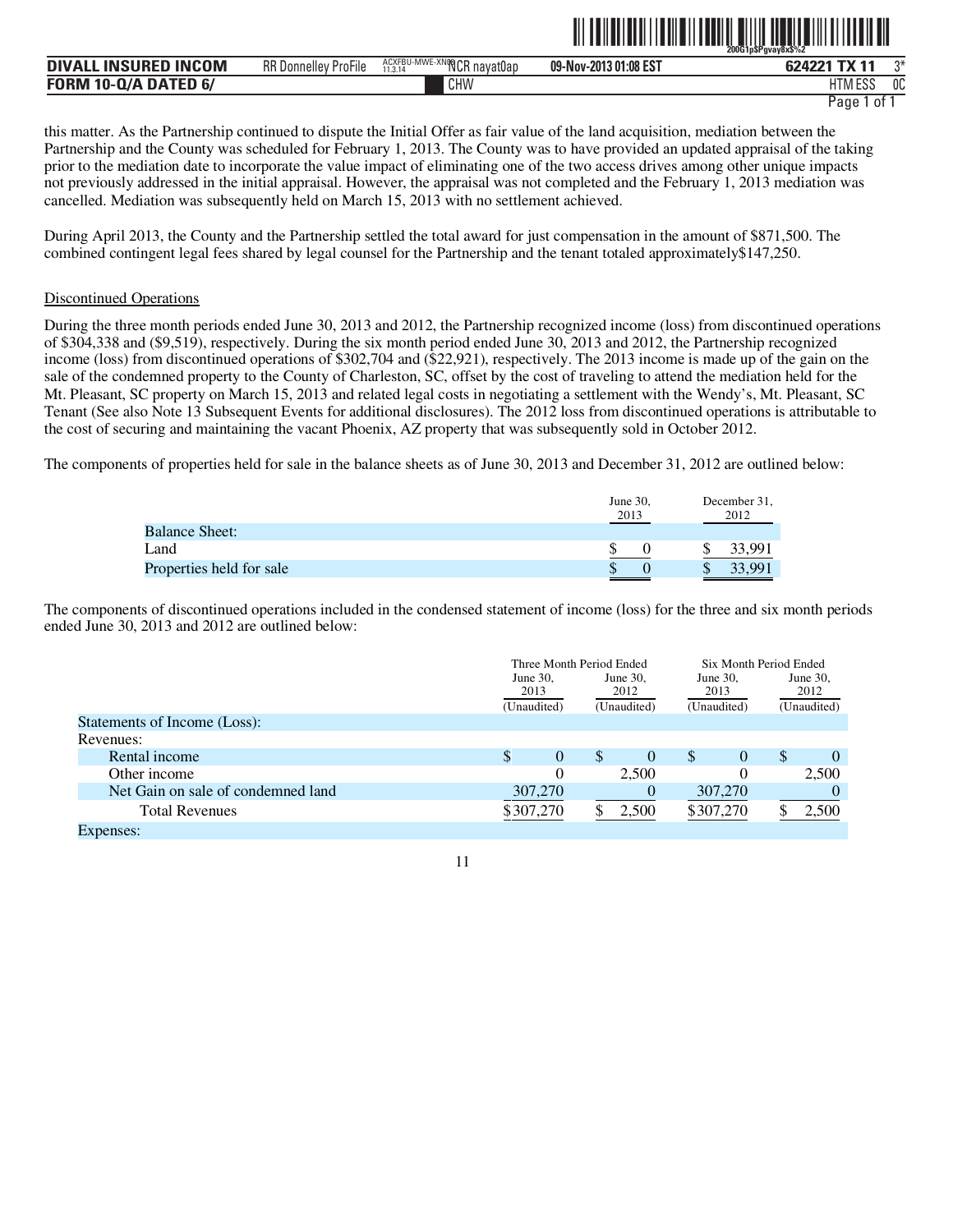this matter. As the Partnership continued to dispute the Initial Offer as fair value of the land acquisition, mediation between the Partnership and the County was scheduled for February 1, 2013. The County was to have provided an updated appraisal of the taking prior to the mediation date to incorporate the value impact of eliminating one of the two access drives among other unique impacts not previously addressed in the initial appraisal. However, the appraisal was not completed and the February 1, 2013 mediation was cancelled. Mediation was subsequently held on March 15, 2013 with no settlement achieved.

During April 2013, the County and the Partnership settled the total award for just compensation in the amount of $871,500. The combined contingent legal fees shared by legal counsel for the Partnership and the tenant totaled approximately$147,250.

Discontinued Operations

During the three month periods ended June 30, 2013 and 2012, the Partnership recognized income (loss) from discontinued operations of $304,338 and ($9,519), respectively. During the six month period ended June 30, 2013 and 2012, the Partnership recognized income (loss) from discontinued operations of $302,704 and ($22,921), respectively. The 2013 income is made up of the gain on the sale of the condemned property to the County of Charleston, SC, offset by the cost of traveling to attend the mediation held for the Mt. Pleasant, SC property on March 15, 2013 and related legal costs in negotiating a settlement with the Wendy's, Mt. Pleasant, SC Tenant (See also Note 13 Subsequent Events for additional disclosures). The 2012 loss from discontinued operations is attributable to the cost of securing and maintaining the vacant Phoenix, AZ property that was subsequently sold in October 2012.

The components of properties held for sale in the balance sheets as of June 30, 2013 and December 31, 2012 are outlined below:

| | June 30, 2013 | December 31, 2012 |
|---|---|---|
| Balance Sheet: | | |
| Land | $ 0 | $ 33,991 |
| Properties held for sale | $ 0 | $ 33,991 |

The components of discontinued operations included in the condensed statement of income (loss) for the three and six month periods ended June 30, 2013 and 2012 are outlined below:

| | Three Month Period Ended | | Six Month Period Ended | |
|---|---|---|---|---|
| | June 30, 2013 (Unaudited) | June 30, 2012 (Unaudited) | June 30, 2013 (Unaudited) | June 30, 2012 (Unaudited) |
| Statements of Income (Loss): | | | | |
| Revenues: | | | | |
| Rental income | $ 0 | $ 0 | $ 0 | $ 0 |
| Other income | 0 | 2,500 | 0 | 2,500 |
| Net Gain on sale of condemned land | 307,270 | 0 | 307,270 | 0 |
| Total Revenues | $307,270 | $ 2,500 | $307,270 | $ 2,500 |
| Expenses: | | | | |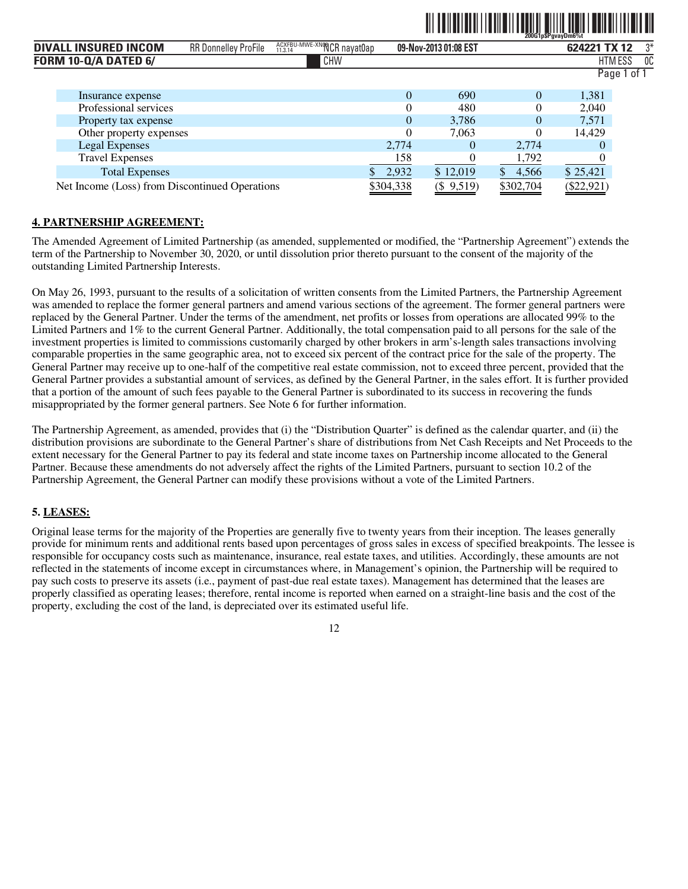| | | | | |
|---|---|---|---|---|
| Insurance expense | 0 | 690 | 0 | 1,381 |
| Professional services | 0 | 480 | 0 | 2,040 |
| Property tax expense | 0 | 3,786 | 0 | 7,571 |
| Other property expenses | 0 | 7,063 | 0 | 14,429 |
| Legal Expenses | 2,774 | 0 | 2,774 | 0 |
| Travel Expenses | 158 | 0 | 1,792 | 0 |
| Total Expenses | $ 2,932 | $ 12,019 | $ 4,566 | $ 25,421 |
| Net Income (Loss) from Discontinued Operations | $304,338 | ($ 9,519) | $302,704 | ($22,921) |

**4. PARTNERSHIP AGREEMENT:**

The Amended Agreement of Limited Partnership (as amended, supplemented or modified, the "Partnership Agreement") extends the term of the Partnership to November 30, 2020, or until dissolution prior thereto pursuant to the consent of the majority of the outstanding Limited Partnership Interests.

On May 26, 1993, pursuant to the results of a solicitation of written consents from the Limited Partners, the Partnership Agreement was amended to replace the former general partners and amend various sections of the agreement. The former general partners were replaced by the General Partner. Under the terms of the amendment, net profits or losses from operations are allocated 99% to the Limited Partners and 1% to the current General Partner. Additionally, the total compensation paid to all persons for the sale of the investment properties is limited to commissions customarily charged by other brokers in arm's-length sales transactions involving comparable properties in the same geographic area, not to exceed six percent of the contract price for the sale of the property. The General Partner may receive up to one-half of the competitive real estate commission, not to exceed three percent, provided that the General Partner provides a substantial amount of services, as defined by the General Partner, in the sales effort. It is further provided that a portion of the amount of such fees payable to the General Partner is subordinated to its success in recovering the funds misappropriated by the former general partners. See Note 6 for further information.

The Partnership Agreement, as amended, provides that (i) the "Distribution Quarter" is defined as the calendar quarter, and (ii) the distribution provisions are subordinate to the General Partner's share of distributions from Net Cash Receipts and Net Proceeds to the extent necessary for the General Partner to pay its federal and state income taxes on Partnership income allocated to the General Partner. Because these amendments do not adversely affect the rights of the Limited Partners, pursuant to section 10.2 of the Partnership Agreement, the General Partner can modify these provisions without a vote of the Limited Partners.

**5. LEASES:**

Original lease terms for the majority of the Properties are generally five to twenty years from their inception. The leases generally provide for minimum rents and additional rents based upon percentages of gross sales in excess of specified breakpoints. The lessee is responsible for occupancy costs such as maintenance, insurance, real estate taxes, and utilities. Accordingly, these amounts are not reflected in the statements of income except in circumstances where, in Management's opinion, the Partnership will be required to pay such costs to preserve its assets (i.e., payment of past-due real estate taxes). Management has determined that the leases are properly classified as operating leases; therefore, rental income is reported when earned on a straight-line basis and the cost of the property, excluding the cost of the land, is depreciated over its estimated useful life.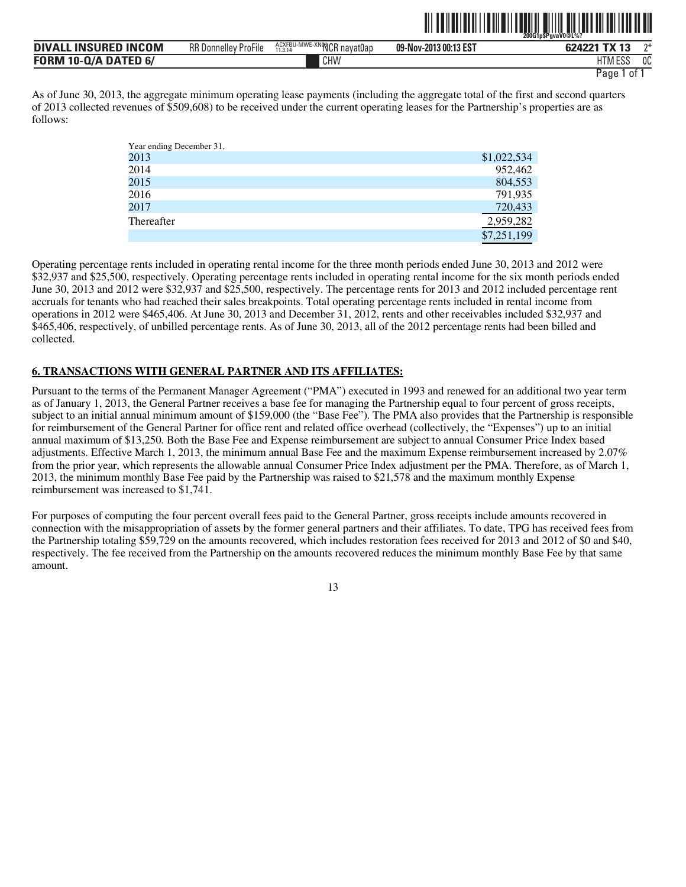As of June 30, 2013, the aggregate minimum operating lease payments (including the aggregate total of the first and second quarters of 2013 collected revenues of $509,608) to be received under the current operating leases for the Partnership's properties are as follows:

| Year ending December 31, | |
|---|---|
| 2013 | $1,022,534 |
| 2014 | 952,462 |
| 2015 | 804,553 |
| 2016 | 791,935 |
| 2017 | 720,433 |
| Thereafter | 2,959,282 |
| | $7,251,199 |

Operating percentage rents included in operating rental income for the three month periods ended June 30, 2013 and 2012 were $32,937 and $25,500, respectively. Operating percentage rents included in operating rental income for the six month periods ended June 30, 2013 and 2012 were $32,937 and $25,500, respectively. The percentage rents for 2013 and 2012 included percentage rent accruals for tenants who had reached their sales breakpoints. Total operating percentage rents included in rental income from operations in 2012 were $465,406. At June 30, 2013 and December 31, 2012, rents and other receivables included $32,937 and $465,406, respectively, of unbilled percentage rents. As of June 30, 2013, all of the 2012 percentage rents had been billed and collected.

## 6. TRANSACTIONS WITH GENERAL PARTNER AND ITS AFFILIATES:

Pursuant to the terms of the Permanent Manager Agreement ("PMA") executed in 1993 and renewed for an additional two year term as of January 1, 2013, the General Partner receives a base fee for managing the Partnership equal to four percent of gross receipts, subject to an initial annual minimum amount of $159,000 (the "Base Fee"). The PMA also provides that the Partnership is responsible for reimbursement of the General Partner for office rent and related office overhead (collectively, the "Expenses") up to an initial annual maximum of $13,250. Both the Base Fee and Expense reimbursement are subject to annual Consumer Price Index based adjustments. Effective March 1, 2013, the minimum annual Base Fee and the maximum Expense reimbursement increased by 2.07% from the prior year, which represents the allowable annual Consumer Price Index adjustment per the PMA. Therefore, as of March 1, 2013, the minimum monthly Base Fee paid by the Partnership was raised to $21,578 and the maximum monthly Expense reimbursement was increased to $1,741.

For purposes of computing the four percent overall fees paid to the General Partner, gross receipts include amounts recovered in connection with the misappropriation of assets by the former general partners and their affiliates. To date, TPG has received fees from the Partnership totaling $59,729 on the amounts recovered, which includes restoration fees received for 2013 and 2012 of $0 and $40, respectively. The fee received from the Partnership on the amounts recovered reduces the minimum monthly Base Fee by that same amount.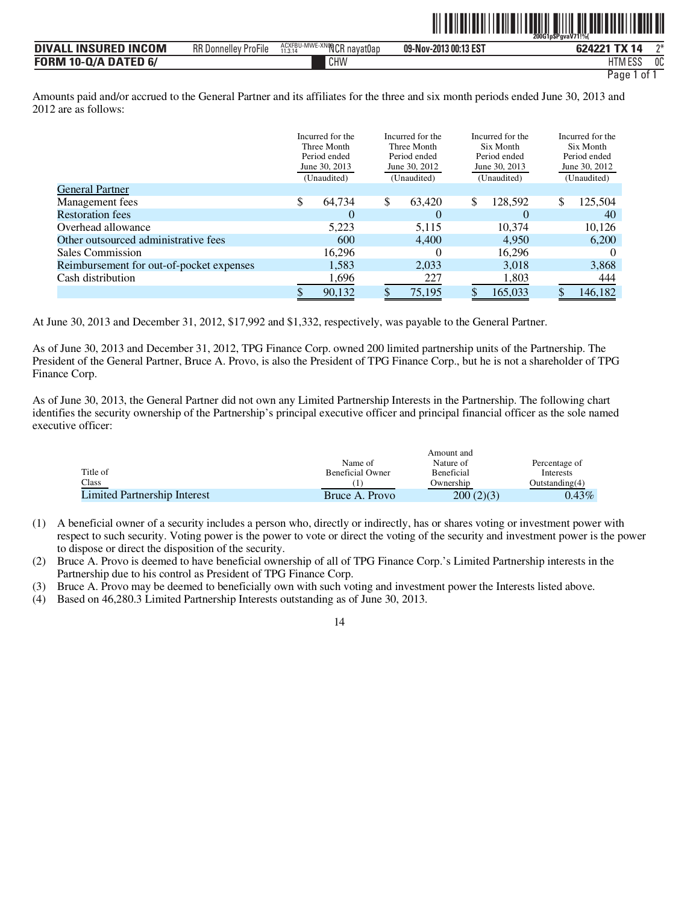Amounts paid and/or accrued to the General Partner and its affiliates for the three and six month periods ended June 30, 2013 and 2012 are as follows:

| | Incurred for the Three Month Period ended June 30, 2013 (Unaudited) | Incurred for the Three Month Period ended June 30, 2012 (Unaudited) | Incurred for the Six Month Period ended June 30, 2013 (Unaudited) | Incurred for the Six Month Period ended June 30, 2012 (Unaudited) |
|---|---|---|---|---|
| General Partner | | | | |
| Management fees | $ 64,734 | $ 63,420 | $ 128,592 | $ 125,504 |
| Restoration fees | 0 | 0 | 0 | 40 |
| Overhead allowance | 5,223 | 5,115 | 10,374 | 10,126 |
| Other outsourced administrative fees | 600 | 4,400 | 4,950 | 6,200 |
| Sales Commission | 16,296 | 0 | 16,296 | 0 |
| Reimbursement for out-of-pocket expenses | 1,583 | 2,033 | 3,018 | 3,868 |
| Cash distribution | 1,696 | 227 | 1,803 | 444 |
| | $ 90,132 | $ 75,195 | $ 165,033 | $ 146,182 |

At June 30, 2013 and December 31, 2012, $17,992 and $1,332, respectively, was payable to the General Partner.

As of June 30, 2013 and December 31, 2012, TPG Finance Corp. owned 200 limited partnership units of the Partnership. The President of the General Partner, Bruce A. Provo, is also the President of TPG Finance Corp., but he is not a shareholder of TPG Finance Corp.

As of June 30, 2013, the General Partner did not own any Limited Partnership Interests in the Partnership. The following chart identifies the security ownership of the Partnership's principal executive officer and principal financial officer as the sole named executive officer:

| Title of Class | Name of Beneficial Owner (1) | Amount and Nature of Beneficial Ownership | Percentage of Interests Outstanding(4) |
|---|---|---|---|
| Limited Partnership Interest | Bruce A. Provo | 200 (2)(3) | 0.43% |

(1) A beneficial owner of a security includes a person who, directly or indirectly, has or shares voting or investment power with respect to such security. Voting power is the power to vote or direct the voting of the security and investment power is the power to dispose or direct the disposition of the security.

(2) Bruce A. Provo is deemed to have beneficial ownership of all of TPG Finance Corp.'s Limited Partnership interests in the Partnership due to his control as President of TPG Finance Corp.

(3) Bruce A. Provo may be deemed to beneficially own with such voting and investment power the Interests listed above.

(4) Based on 46,280.3 Limited Partnership Interests outstanding as of June 30, 2013.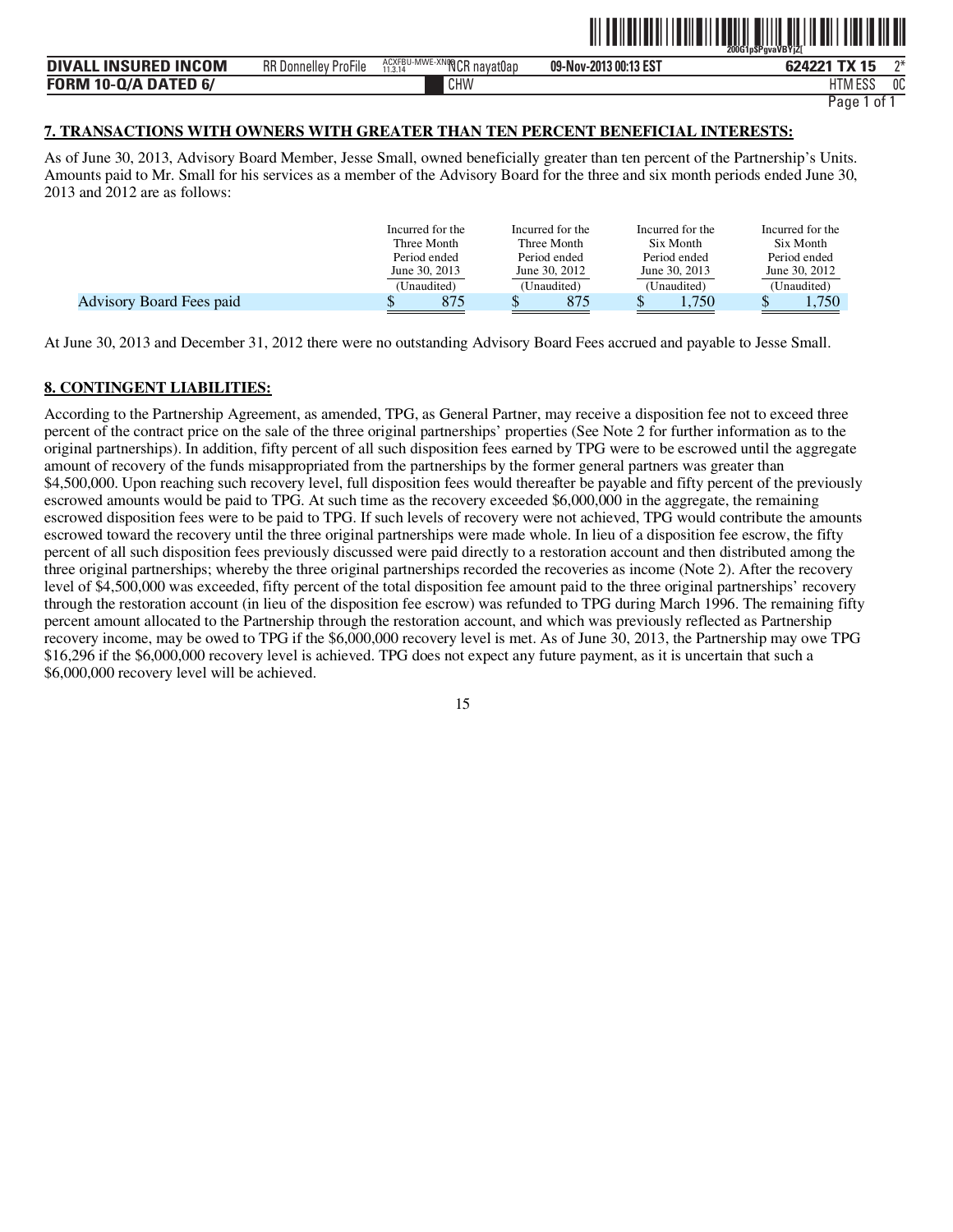**7. TRANSACTIONS WITH OWNERS WITH GREATER THAN TEN PERCENT BENEFICIAL INTERESTS:**

As of June 30, 2013, Advisory Board Member, Jesse Small, owned beneficially greater than ten percent of the Partnership's Units. Amounts paid to Mr. Small for his services as a member of the Advisory Board for the three and six month periods ended June 30, 2013 and 2012 are as follows:

| | Incurred for the Three Month Period ended June 30, 2013 (Unaudited) | Incurred for the Three Month Period ended June 30, 2012 (Unaudited) | Incurred for the Six Month Period ended June 30, 2013 (Unaudited) | Incurred for the Six Month Period ended June 30, 2012 (Unaudited) |
|---|---|---|---|---|
| Advisory Board Fees paid | $ 875 | $ 875 | $ 1,750 | $ 1,750 |

At June 30, 2013 and December 31, 2012 there were no outstanding Advisory Board Fees accrued and payable to Jesse Small.

**8. CONTINGENT LIABILITIES:**

According to the Partnership Agreement, as amended, TPG, as General Partner, may receive a disposition fee not to exceed three percent of the contract price on the sale of the three original partnerships' properties (See Note 2 for further information as to the original partnerships). In addition, fifty percent of all such disposition fees earned by TPG were to be escrowed until the aggregate amount of recovery of the funds misappropriated from the partnerships by the former general partners was greater than $4,500,000. Upon reaching such recovery level, full disposition fees would thereafter be payable and fifty percent of the previously escrowed amounts would be paid to TPG. At such time as the recovery exceeded $6,000,000 in the aggregate, the remaining escrowed disposition fees were to be paid to TPG. If such levels of recovery were not achieved, TPG would contribute the amounts escrowed toward the recovery until the three original partnerships were made whole. In lieu of a disposition fee escrow, the fifty percent of all such disposition fees previously discussed were paid directly to a restoration account and then distributed among the three original partnerships; whereby the three original partnerships recorded the recoveries as income (Note 2). After the recovery level of $4,500,000 was exceeded, fifty percent of the total disposition fee amount paid to the three original partnerships' recovery through the restoration account (in lieu of the disposition fee escrow) was refunded to TPG during March 1996. The remaining fifty percent amount allocated to the Partnership through the restoration account, and which was previously reflected as Partnership recovery income, may be owed to TPG if the $6,000,000 recovery level is met. As of June 30, 2013, the Partnership may owe TPG $16,296 if the $6,000,000 recovery level is achieved. TPG does not expect any future payment, as it is uncertain that such a $6,000,000 recovery level will be achieved.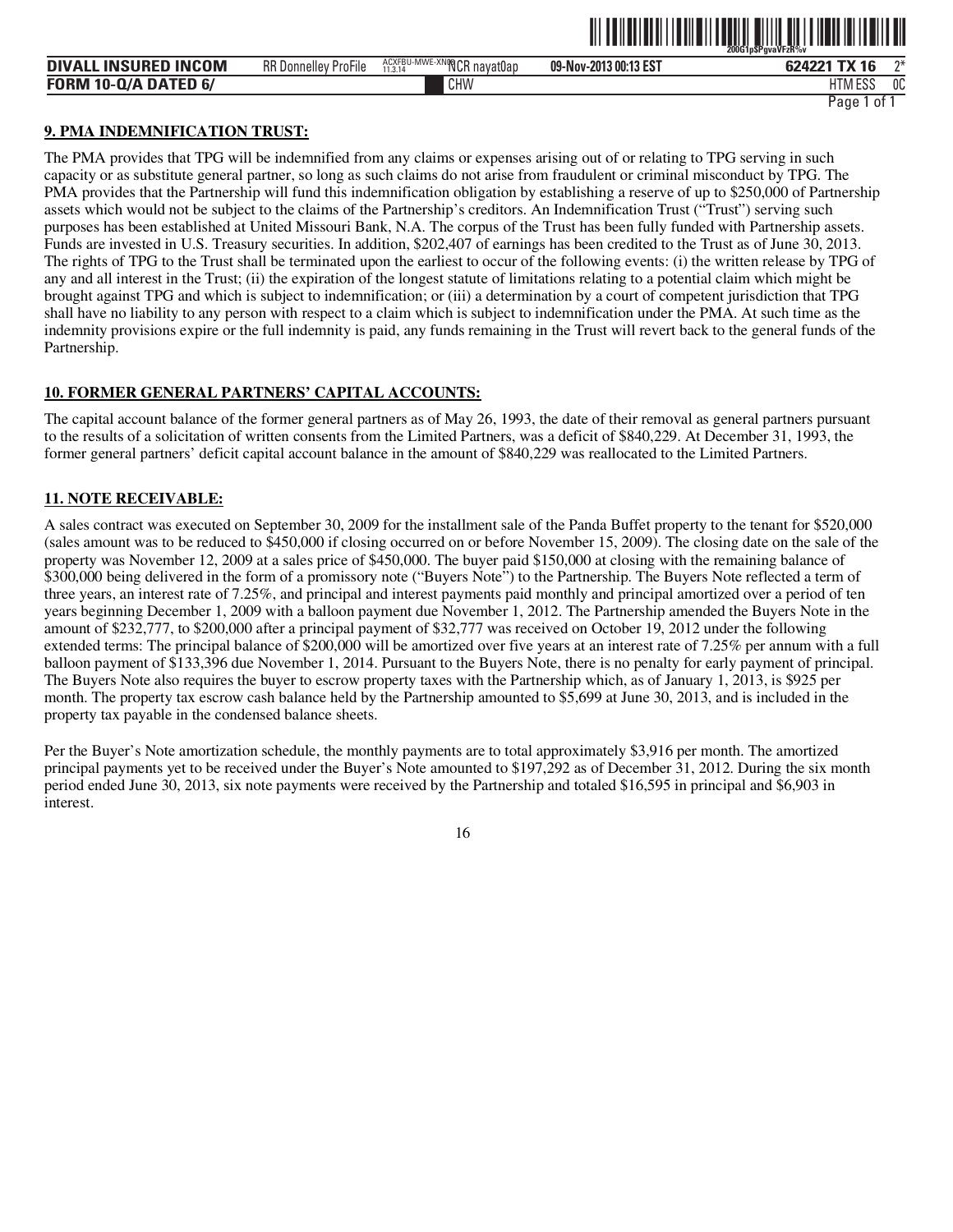## 9. PMA INDEMNIFICATION TRUST:

The PMA provides that TPG will be indemnified from any claims or expenses arising out of or relating to TPG serving in such capacity or as substitute general partner, so long as such claims do not arise from fraudulent or criminal misconduct by TPG. The PMA provides that the Partnership will fund this indemnification obligation by establishing a reserve of up to $250,000 of Partnership assets which would not be subject to the claims of the Partnership's creditors. An Indemnification Trust ("Trust") serving such purposes has been established at United Missouri Bank, N.A. The corpus of the Trust has been fully funded with Partnership assets. Funds are invested in U.S. Treasury securities. In addition, $202,407 of earnings has been credited to the Trust as of June 30, 2013. The rights of TPG to the Trust shall be terminated upon the earliest to occur of the following events: (i) the written release by TPG of any and all interest in the Trust; (ii) the expiration of the longest statute of limitations relating to a potential claim which might be brought against TPG and which is subject to indemnification; or (iii) a determination by a court of competent jurisdiction that TPG shall have no liability to any person with respect to a claim which is subject to indemnification under the PMA. At such time as the indemnity provisions expire or the full indemnity is paid, any funds remaining in the Trust will revert back to the general funds of the Partnership.

## 10. FORMER GENERAL PARTNERS' CAPITAL ACCOUNTS:

The capital account balance of the former general partners as of May 26, 1993, the date of their removal as general partners pursuant to the results of a solicitation of written consents from the Limited Partners, was a deficit of $840,229. At December 31, 1993, the former general partners' deficit capital account balance in the amount of $840,229 was reallocated to the Limited Partners.

## 11. NOTE RECEIVABLE:

A sales contract was executed on September 30, 2009 for the installment sale of the Panda Buffet property to the tenant for $520,000 (sales amount was to be reduced to $450,000 if closing occurred on or before November 15, 2009). The closing date on the sale of the property was November 12, 2009 at a sales price of $450,000. The buyer paid $150,000 at closing with the remaining balance of $300,000 being delivered in the form of a promissory note ("Buyers Note") to the Partnership. The Buyers Note reflected a term of three years, an interest rate of 7.25%, and principal and interest payments paid monthly and principal amortized over a period of ten years beginning December 1, 2009 with a balloon payment due November 1, 2012. The Partnership amended the Buyers Note in the amount of $232,777, to $200,000 after a principal payment of $32,777 was received on October 19, 2012 under the following extended terms: The principal balance of $200,000 will be amortized over five years at an interest rate of 7.25% per annum with a full balloon payment of $133,396 due November 1, 2014. Pursuant to the Buyers Note, there is no penalty for early payment of principal. The Buyers Note also requires the buyer to escrow property taxes with the Partnership which, as of January 1, 2013, is $925 per month. The property tax escrow cash balance held by the Partnership amounted to $5,699 at June 30, 2013, and is included in the property tax payable in the condensed balance sheets.

Per the Buyer's Note amortization schedule, the monthly payments are to total approximately $3,916 per month. The amortized principal payments yet to be received under the Buyer's Note amounted to $197,292 as of December 31, 2012. During the six month period ended June 30, 2013, six note payments were received by the Partnership and totaled $16,595 in principal and $6,903 in interest.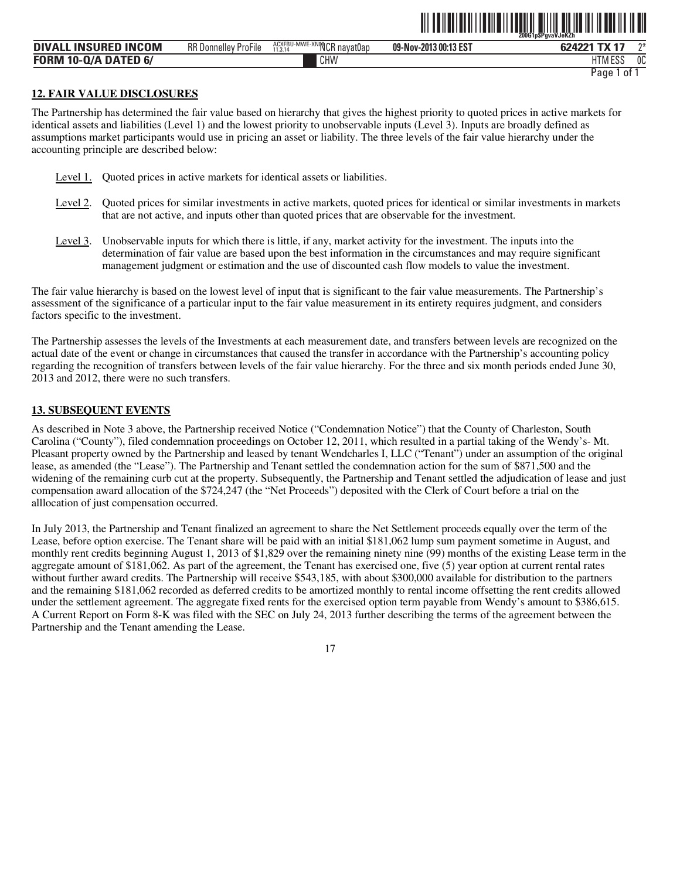## 12. FAIR VALUE DISCLOSURES

The Partnership has determined the fair value based on hierarchy that gives the highest priority to quoted prices in active markets for identical assets and liabilities (Level 1) and the lowest priority to unobservable inputs (Level 3). Inputs are broadly defined as assumptions market participants would use in pricing an asset or liability. The three levels of the fair value hierarchy under the accounting principle are described below:

Level 1. Quoted prices in active markets for identical assets or liabilities.

Level 2. Quoted prices for similar investments in active markets, quoted prices for identical or similar investments in markets that are not active, and inputs other than quoted prices that are observable for the investment.

Level 3. Unobservable inputs for which there is little, if any, market activity for the investment. The inputs into the determination of fair value are based upon the best information in the circumstances and may require significant management judgment or estimation and the use of discounted cash flow models to value the investment.

The fair value hierarchy is based on the lowest level of input that is significant to the fair value measurements. The Partnership's assessment of the significance of a particular input to the fair value measurement in its entirety requires judgment, and considers factors specific to the investment.

The Partnership assesses the levels of the Investments at each measurement date, and transfers between levels are recognized on the actual date of the event or change in circumstances that caused the transfer in accordance with the Partnership's accounting policy regarding the recognition of transfers between levels of the fair value hierarchy. For the three and six month periods ended June 30, 2013 and 2012, there were no such transfers.

## 13. SUBSEQUENT EVENTS

As described in Note 3 above, the Partnership received Notice ("Condemnation Notice") that the County of Charleston, South Carolina ("County"), filed condemnation proceedings on October 12, 2011, which resulted in a partial taking of the Wendy's- Mt. Pleasant property owned by the Partnership and leased by tenant Wendcharles I, LLC ("Tenant") under an assumption of the original lease, as amended (the "Lease"). The Partnership and Tenant settled the condemnation action for the sum of $871,500 and the widening of the remaining curb cut at the property. Subsequently, the Partnership and Tenant settled the adjudication of lease and just compensation award allocation of the $724,247 (the "Net Proceeds") deposited with the Clerk of Court before a trial on the alllocation of just compensation occurred.

In July 2013, the Partnership and Tenant finalized an agreement to share the Net Settlement proceeds equally over the term of the Lease, before option exercise. The Tenant share will be paid with an initial $181,062 lump sum payment sometime in August, and monthly rent credits beginning August 1, 2013 of $1,829 over the remaining ninety nine (99) months of the existing Lease term in the aggregate amount of $181,062. As part of the agreement, the Tenant has exercised one, five (5) year option at current rental rates without further award credits. The Partnership will receive $543,185, with about $300,000 available for distribution to the partners and the remaining $181,062 recorded as deferred credits to be amortized monthly to rental income offsetting the rent credits allowed under the settlement agreement. The aggregate fixed rents for the exercised option term payable from Wendy's amount to $386,615. A Current Report on Form 8-K was filed with the SEC on July 24, 2013 further describing the terms of the agreement between the Partnership and the Tenant amending the Lease.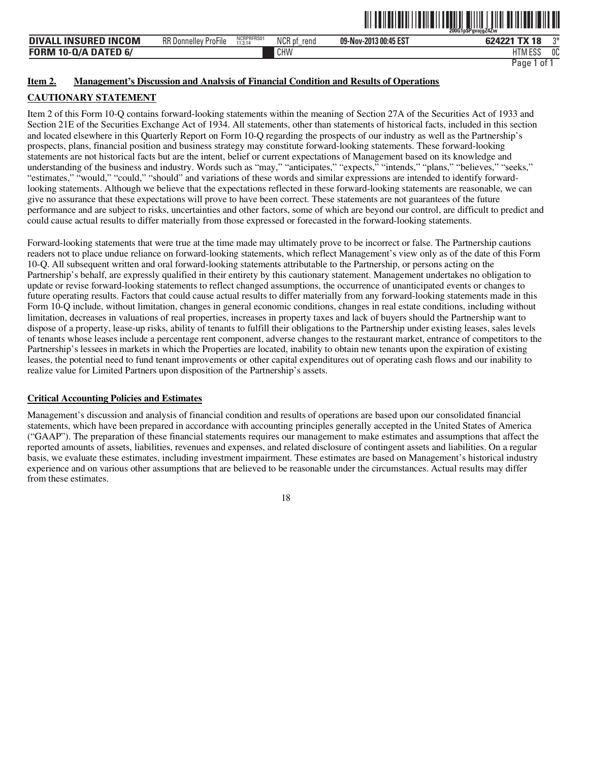## Item 2. Management's Discussion and Analysis of Financial Condition and Results of Operations

### CAUTIONARY STATEMENT

Item 2 of this Form 10-Q contains forward-looking statements within the meaning of Section 27A of the Securities Act of 1933 and Section 21E of the Securities Exchange Act of 1934. All statements, other than statements of historical facts, included in this section and located elsewhere in this Quarterly Report on Form 10-Q regarding the prospects of our industry as well as the Partnership's prospects, plans, financial position and business strategy may constitute forward-looking statements. These forward-looking statements are not historical facts but are the intent, belief or current expectations of Management based on its knowledge and understanding of the business and industry. Words such as "may," "anticipates," "expects," "intends," "plans," "believes," "seeks," "estimates," "would," "could," "should" and variations of these words and similar expressions are intended to identify forward-looking statements. Although we believe that the expectations reflected in these forward-looking statements are reasonable, we can give no assurance that these expectations will prove to have been correct. These statements are not guarantees of the future performance and are subject to risks, uncertainties and other factors, some of which are beyond our control, are difficult to predict and could cause actual results to differ materially from those expressed or forecasted in the forward-looking statements.

Forward-looking statements that were true at the time made may ultimately prove to be incorrect or false. The Partnership cautions readers not to place undue reliance on forward-looking statements, which reflect Management's view only as of the date of this Form 10-Q. All subsequent written and oral forward-looking statements attributable to the Partnership, or persons acting on the Partnership's behalf, are expressly qualified in their entirety by this cautionary statement. Management undertakes no obligation to update or revise forward-looking statements to reflect changed assumptions, the occurrence of unanticipated events or changes to future operating results. Factors that could cause actual results to differ materially from any forward-looking statements made in this Form 10-Q include, without limitation, changes in general economic conditions, changes in real estate conditions, including without limitation, decreases in valuations of real properties, increases in property taxes and lack of buyers should the Partnership want to dispose of a property, lease-up risks, ability of tenants to fulfill their obligations to the Partnership under existing leases, sales levels of tenants whose leases include a percentage rent component, adverse changes to the restaurant market, entrance of competitors to the Partnership's lessees in markets in which the Properties are located, inability to obtain new tenants upon the expiration of existing leases, the potential need to fund tenant improvements or other capital expenditures out of operating cash flows and our inability to realize value for Limited Partners upon disposition of the Partnership's assets.

### Critical Accounting Policies and Estimates

Management's discussion and analysis of financial condition and results of operations are based upon our consolidated financial statements, which have been prepared in accordance with accounting principles generally accepted in the United States of America ("GAAP"). The preparation of these financial statements requires our management to make estimates and assumptions that affect the reported amounts of assets, liabilities, revenues and expenses, and related disclosure of contingent assets and liabilities. On a regular basis, we evaluate these estimates, including investment impairment. These estimates are based on Management's historical industry experience and on various other assumptions that are believed to be reasonable under the circumstances. Actual results may differ from these estimates.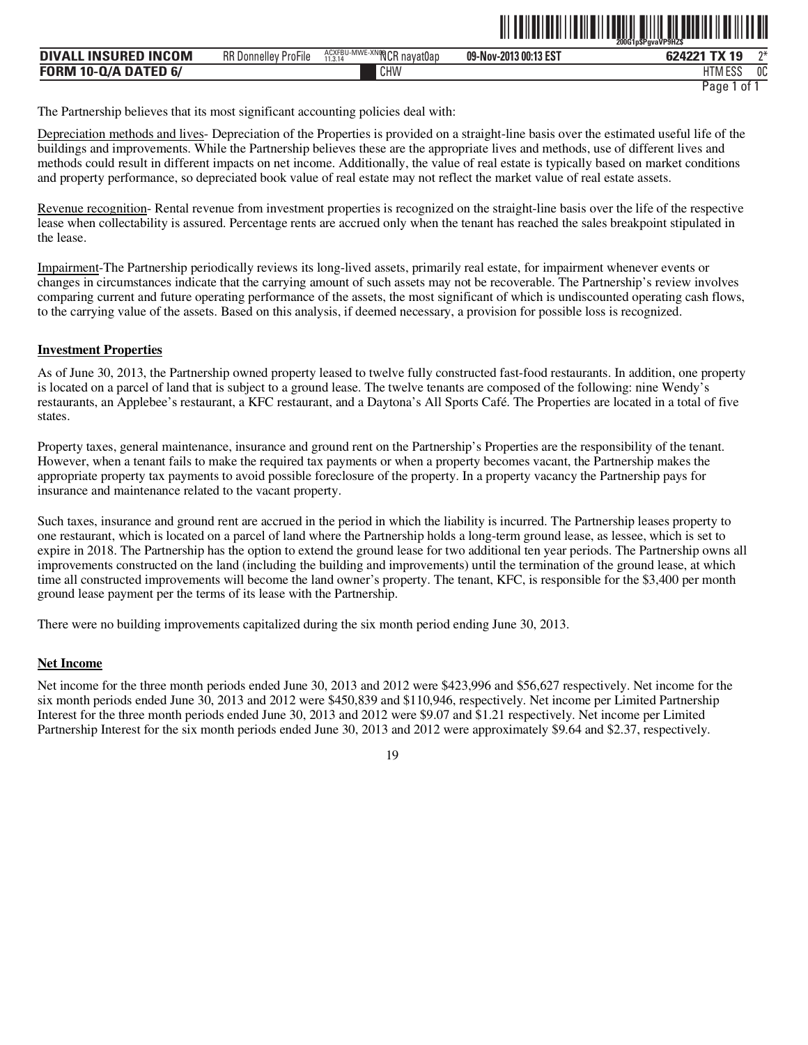The Partnership believes that its most significant accounting policies deal with:

Depreciation methods and lives- Depreciation of the Properties is provided on a straight-line basis over the estimated useful life of the buildings and improvements. While the Partnership believes these are the appropriate lives and methods, use of different lives and methods could result in different impacts on net income. Additionally, the value of real estate is typically based on market conditions and property performance, so depreciated book value of real estate may not reflect the market value of real estate assets.

Revenue recognition- Rental revenue from investment properties is recognized on the straight-line basis over the life of the respective lease when collectability is assured. Percentage rents are accrued only when the tenant has reached the sales breakpoint stipulated in the lease.

Impairment-The Partnership periodically reviews its long-lived assets, primarily real estate, for impairment whenever events or changes in circumstances indicate that the carrying amount of such assets may not be recoverable. The Partnership's review involves comparing current and future operating performance of the assets, the most significant of which is undiscounted operating cash flows, to the carrying value of the assets. Based on this analysis, if deemed necessary, a provision for possible loss is recognized.

**Investment Properties**

As of June 30, 2013, the Partnership owned property leased to twelve fully constructed fast-food restaurants. In addition, one property is located on a parcel of land that is subject to a ground lease. The twelve tenants are composed of the following: nine Wendy's restaurants, an Applebee's restaurant, a KFC restaurant, and a Daytona's All Sports Café. The Properties are located in a total of five states.

Property taxes, general maintenance, insurance and ground rent on the Partnership's Properties are the responsibility of the tenant. However, when a tenant fails to make the required tax payments or when a property becomes vacant, the Partnership makes the appropriate property tax payments to avoid possible foreclosure of the property. In a property vacancy the Partnership pays for insurance and maintenance related to the vacant property.

Such taxes, insurance and ground rent are accrued in the period in which the liability is incurred. The Partnership leases property to one restaurant, which is located on a parcel of land where the Partnership holds a long-term ground lease, as lessee, which is set to expire in 2018. The Partnership has the option to extend the ground lease for two additional ten year periods. The Partnership owns all improvements constructed on the land (including the building and improvements) until the termination of the ground lease, at which time all constructed improvements will become the land owner's property. The tenant, KFC, is responsible for the $3,400 per month ground lease payment per the terms of its lease with the Partnership.

There were no building improvements capitalized during the six month period ending June 30, 2013.

**Net Income**

Net income for the three month periods ended June 30, 2013 and 2012 were $423,996 and $56,627 respectively. Net income for the six month periods ended June 30, 2013 and 2012 were $450,839 and $110,946, respectively. Net income per Limited Partnership Interest for the three month periods ended June 30, 2013 and 2012 were $9.07 and $1.21 respectively. Net income per Limited Partnership Interest for the six month periods ended June 30, 2013 and 2012 were approximately $9.64 and $2.37, respectively.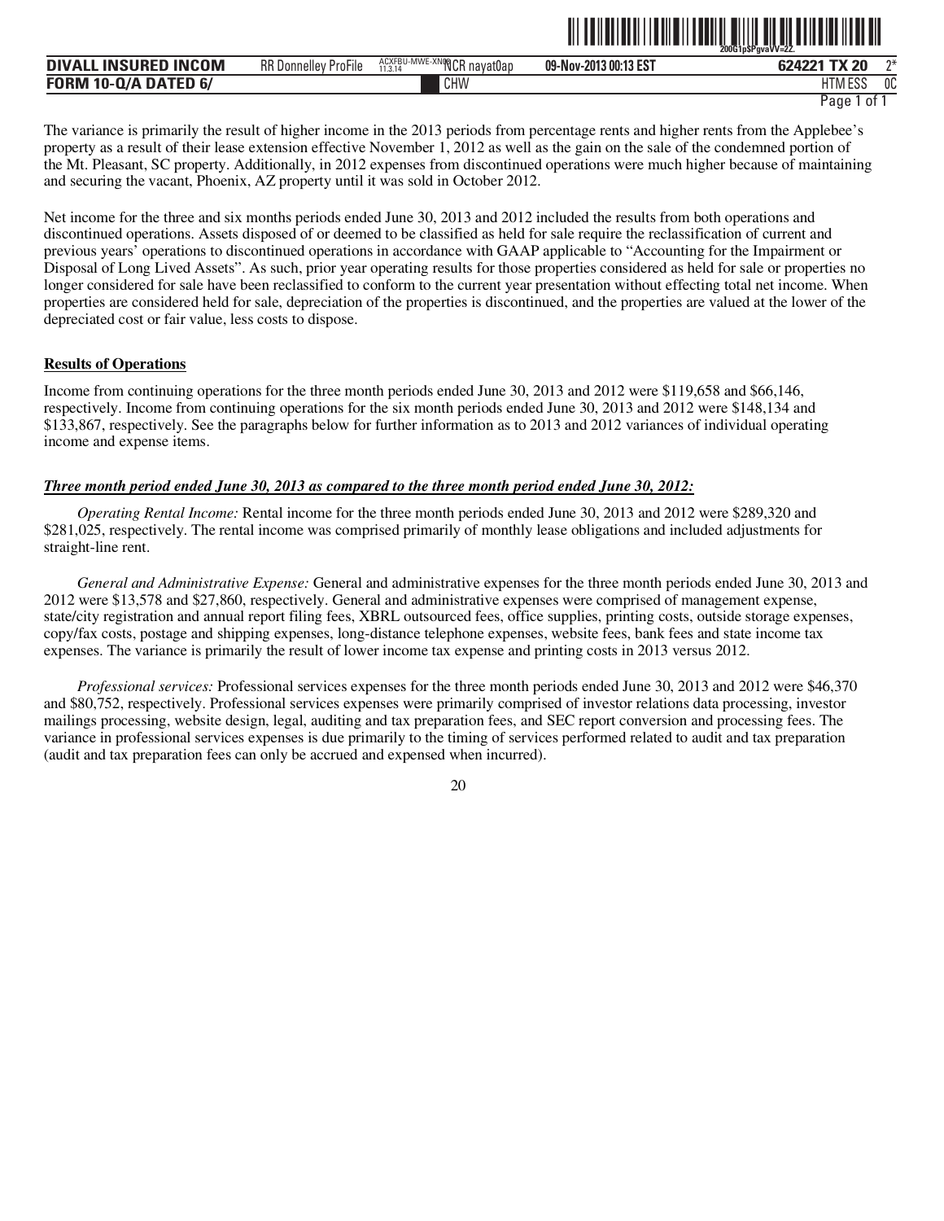The variance is primarily the result of higher income in the 2013 periods from percentage rents and higher rents from the Applebee's property as a result of their lease extension effective November 1, 2012 as well as the gain on the sale of the condemned portion of the Mt. Pleasant, SC property. Additionally, in 2012 expenses from discontinued operations were much higher because of maintaining and securing the vacant, Phoenix, AZ property until it was sold in October 2012.

Net income for the three and six months periods ended June 30, 2013 and 2012 included the results from both operations and discontinued operations. Assets disposed of or deemed to be classified as held for sale require the reclassification of current and previous years' operations to discontinued operations in accordance with GAAP applicable to "Accounting for the Impairment or Disposal of Long Lived Assets". As such, prior year operating results for those properties considered as held for sale or properties no longer considered for sale have been reclassified to conform to the current year presentation without effecting total net income. When properties are considered held for sale, depreciation of the properties is discontinued, and the properties are valued at the lower of the depreciated cost or fair value, less costs to dispose.

**Results of Operations**

Income from continuing operations for the three month periods ended June 30, 2013 and 2012 were $119,658 and $66,146, respectively. Income from continuing operations for the six month periods ended June 30, 2013 and 2012 were $148,134 and $133,867, respectively. See the paragraphs below for further information as to 2013 and 2012 variances of individual operating income and expense items.

***Three month period ended June 30, 2013 as compared to the three month period ended June 30, 2012:***

*Operating Rental Income:* Rental income for the three month periods ended June 30, 2013 and 2012 were $289,320 and $281,025, respectively. The rental income was comprised primarily of monthly lease obligations and included adjustments for straight-line rent.

*General and Administrative Expense:* General and administrative expenses for the three month periods ended June 30, 2013 and 2012 were $13,578 and $27,860, respectively. General and administrative expenses were comprised of management expense, state/city registration and annual report filing fees, XBRL outsourced fees, office supplies, printing costs, outside storage expenses, copy/fax costs, postage and shipping expenses, long-distance telephone expenses, website fees, bank fees and state income tax expenses. The variance is primarily the result of lower income tax expense and printing costs in 2013 versus 2012.

*Professional services:* Professional services expenses for the three month periods ended June 30, 2013 and 2012 were $46,370 and $80,752, respectively. Professional services expenses were primarily comprised of investor relations data processing, investor mailings processing, website design, legal, auditing and tax preparation fees, and SEC report conversion and processing fees. The variance in professional services expenses is due primarily to the timing of services performed related to audit and tax preparation (audit and tax preparation fees can only be accrued and expensed when incurred).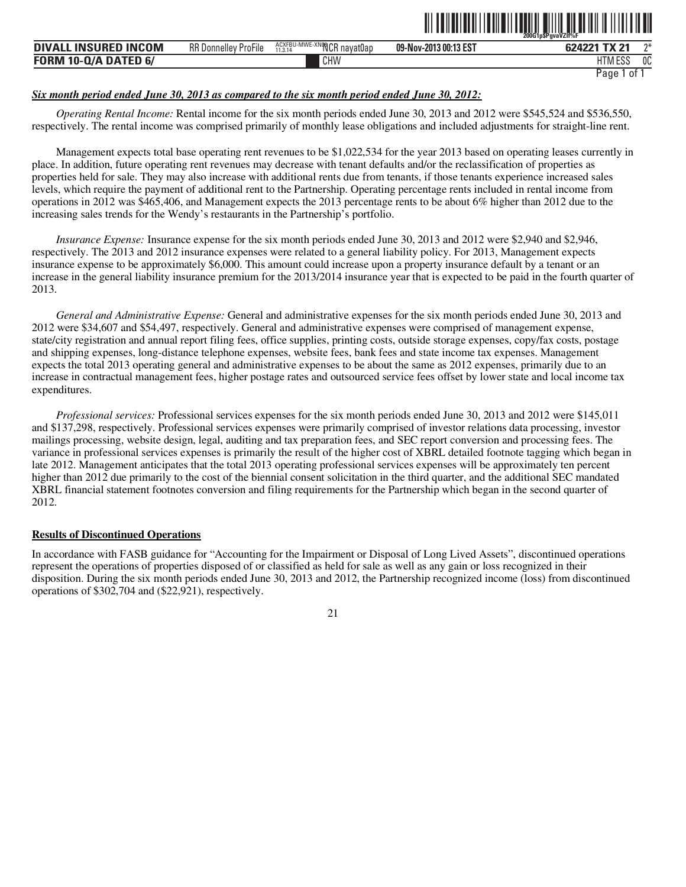***Six month period ended June 30, 2013 as compared to the six month period ended June 30, 2012:***

*Operating Rental Income:* Rental income for the six month periods ended June 30, 2013 and 2012 were $545,524 and $536,550, respectively. The rental income was comprised primarily of monthly lease obligations and included adjustments for straight-line rent.

Management expects total base operating rent revenues to be $1,022,534 for the year 2013 based on operating leases currently in place. In addition, future operating rent revenues may decrease with tenant defaults and/or the reclassification of properties as properties held for sale. They may also increase with additional rents due from tenants, if those tenants experience increased sales levels, which require the payment of additional rent to the Partnership. Operating percentage rents included in rental income from operations in 2012 was $465,406, and Management expects the 2013 percentage rents to be about 6% higher than 2012 due to the increasing sales trends for the Wendy's restaurants in the Partnership's portfolio.

*Insurance Expense:* Insurance expense for the six month periods ended June 30, 2013 and 2012 were $2,940 and $2,946, respectively. The 2013 and 2012 insurance expenses were related to a general liability policy. For 2013, Management expects insurance expense to be approximately $6,000. This amount could increase upon a property insurance default by a tenant or an increase in the general liability insurance premium for the 2013/2014 insurance year that is expected to be paid in the fourth quarter of 2013.

*General and Administrative Expense:* General and administrative expenses for the six month periods ended June 30, 2013 and 2012 were $34,607 and $54,497, respectively. General and administrative expenses were comprised of management expense, state/city registration and annual report filing fees, office supplies, printing costs, outside storage expenses, copy/fax costs, postage and shipping expenses, long-distance telephone expenses, website fees, bank fees and state income tax expenses. Management expects the total 2013 operating general and administrative expenses to be about the same as 2012 expenses, primarily due to an increase in contractual management fees, higher postage rates and outsourced service fees offset by lower state and local income tax expenditures.

*Professional services:* Professional services expenses for the six month periods ended June 30, 2013 and 2012 were $145,011 and $137,298, respectively. Professional services expenses were primarily comprised of investor relations data processing, investor mailings processing, website design, legal, auditing and tax preparation fees, and SEC report conversion and processing fees. The variance in professional services expenses is primarily the result of the higher cost of XBRL detailed footnote tagging which began in late 2012. Management anticipates that the total 2013 operating professional services expenses will be approximately ten percent higher than 2012 due primarily to the cost of the biennial consent solicitation in the third quarter, and the additional SEC mandated XBRL financial statement footnotes conversion and filing requirements for the Partnership which began in the second quarter of 2012.

**Results of Discontinued Operations**

In accordance with FASB guidance for "Accounting for the Impairment or Disposal of Long Lived Assets", discontinued operations represent the operations of properties disposed of or classified as held for sale as well as any gain or loss recognized in their disposition. During the six month periods ended June 30, 2013 and 2012, the Partnership recognized income (loss) from discontinued operations of $302,704 and ($22,921), respectively.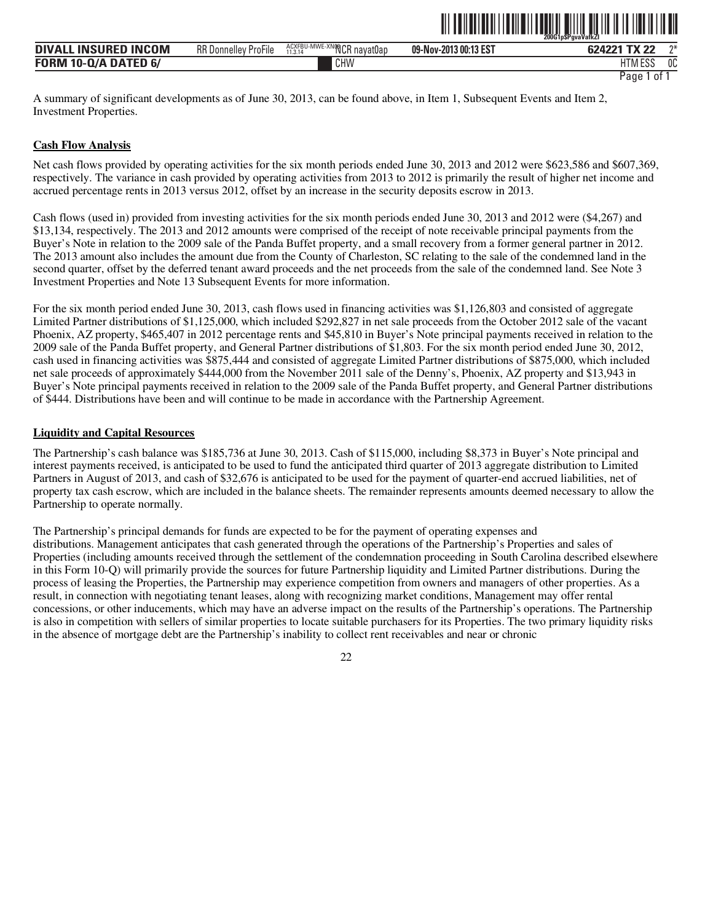A summary of significant developments as of June 30, 2013, can be found above, in Item 1, Subsequent Events and Item 2, Investment Properties.

**Cash Flow Analysis**

Net cash flows provided by operating activities for the six month periods ended June 30, 2013 and 2012 were $623,586 and $607,369, respectively. The variance in cash provided by operating activities from 2013 to 2012 is primarily the result of higher net income and accrued percentage rents in 2013 versus 2012, offset by an increase in the security deposits escrow in 2013.

Cash flows (used in) provided from investing activities for the six month periods ended June 30, 2013 and 2012 were ($4,267) and $13,134, respectively. The 2013 and 2012 amounts were comprised of the receipt of note receivable principal payments from the Buyer's Note in relation to the 2009 sale of the Panda Buffet property, and a small recovery from a former general partner in 2012. The 2013 amount also includes the amount due from the County of Charleston, SC relating to the sale of the condemned land in the second quarter, offset by the deferred tenant award proceeds and the net proceeds from the sale of the condemned land. See Note 3 Investment Properties and Note 13 Subsequent Events for more information.

For the six month period ended June 30, 2013, cash flows used in financing activities was $1,126,803 and consisted of aggregate Limited Partner distributions of $1,125,000, which included $292,827 in net sale proceeds from the October 2012 sale of the vacant Phoenix, AZ property, $465,407 in 2012 percentage rents and $45,810 in Buyer's Note principal payments received in relation to the 2009 sale of the Panda Buffet property, and General Partner distributions of $1,803. For the six month period ended June 30, 2012, cash used in financing activities was $875,444 and consisted of aggregate Limited Partner distributions of $875,000, which included net sale proceeds of approximately $444,000 from the November 2011 sale of the Denny's, Phoenix, AZ property and $13,943 in Buyer's Note principal payments received in relation to the 2009 sale of the Panda Buffet property, and General Partner distributions of $444. Distributions have been and will continue to be made in accordance with the Partnership Agreement.

**Liquidity and Capital Resources**

The Partnership's cash balance was $185,736 at June 30, 2013. Cash of $115,000, including $8,373 in Buyer's Note principal and interest payments received, is anticipated to be used to fund the anticipated third quarter of 2013 aggregate distribution to Limited Partners in August of 2013, and cash of $32,676 is anticipated to be used for the payment of quarter-end accrued liabilities, net of property tax cash escrow, which are included in the balance sheets. The remainder represents amounts deemed necessary to allow the Partnership to operate normally.

The Partnership's principal demands for funds are expected to be for the payment of operating expenses and distributions. Management anticipates that cash generated through the operations of the Partnership's Properties and sales of Properties (including amounts received through the settlement of the condemnation proceeding in South Carolina described elsewhere in this Form 10-Q) will primarily provide the sources for future Partnership liquidity and Limited Partner distributions. During the process of leasing the Properties, the Partnership may experience competition from owners and managers of other properties. As a result, in connection with negotiating tenant leases, along with recognizing market conditions, Management may offer rental concessions, or other inducements, which may have an adverse impact on the results of the Partnership's operations. The Partnership is also in competition with sellers of similar properties to locate suitable purchasers for its Properties. The two primary liquidity risks in the absence of mortgage debt are the Partnership's inability to collect rent receivables and near or chronic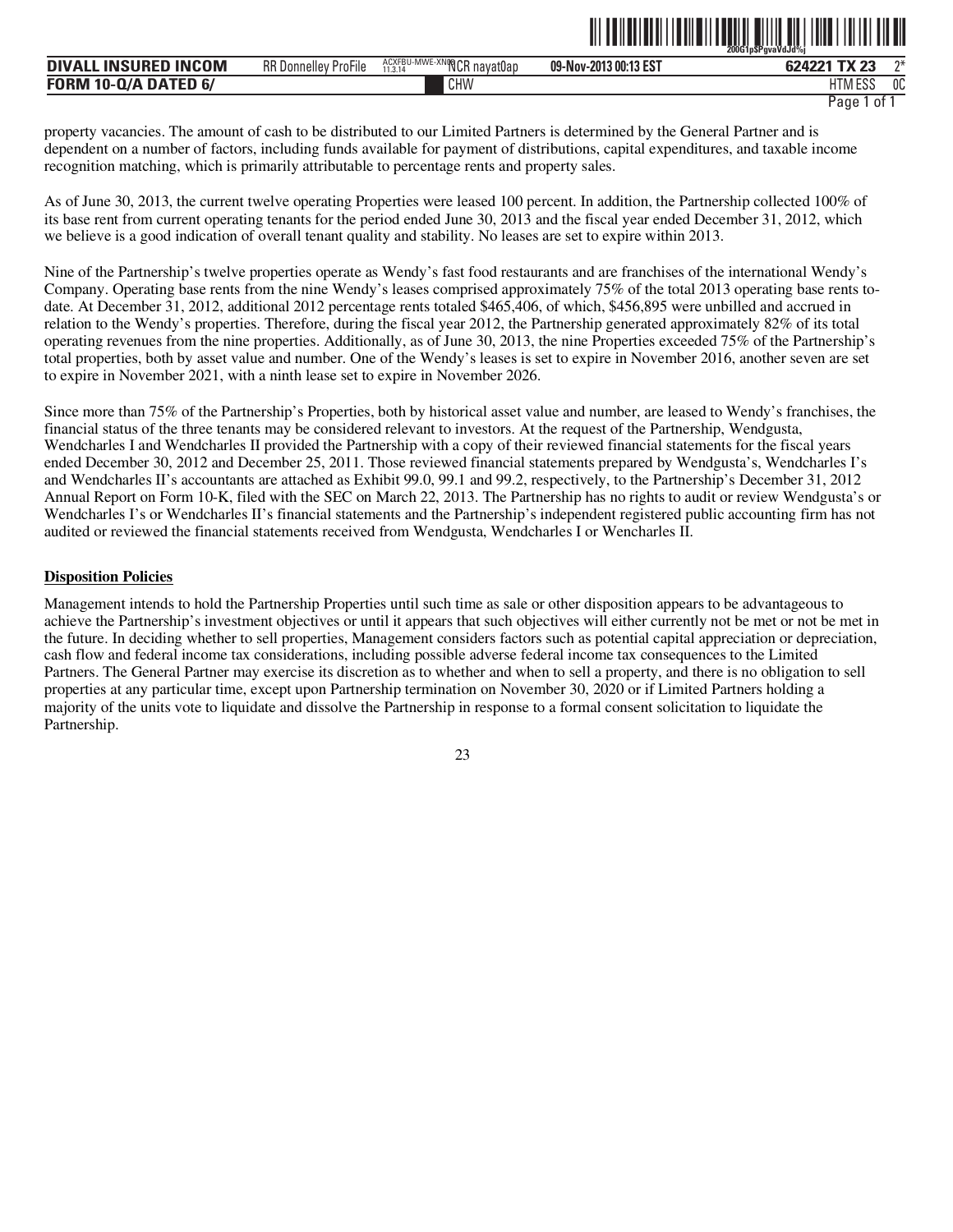property vacancies. The amount of cash to be distributed to our Limited Partners is determined by the General Partner and is dependent on a number of factors, including funds available for payment of distributions, capital expenditures, and taxable income recognition matching, which is primarily attributable to percentage rents and property sales.

As of June 30, 2013, the current twelve operating Properties were leased 100 percent. In addition, the Partnership collected 100% of its base rent from current operating tenants for the period ended June 30, 2013 and the fiscal year ended December 31, 2012, which we believe is a good indication of overall tenant quality and stability. No leases are set to expire within 2013.

Nine of the Partnership's twelve properties operate as Wendy's fast food restaurants and are franchises of the international Wendy's Company. Operating base rents from the nine Wendy's leases comprised approximately 75% of the total 2013 operating base rents to-date. At December 31, 2012, additional 2012 percentage rents totaled $465,406, of which, $456,895 were unbilled and accrued in relation to the Wendy's properties. Therefore, during the fiscal year 2012, the Partnership generated approximately 82% of its total operating revenues from the nine properties. Additionally, as of June 30, 2013, the nine Properties exceeded 75% of the Partnership's total properties, both by asset value and number. One of the Wendy's leases is set to expire in November 2016, another seven are set to expire in November 2021, with a ninth lease set to expire in November 2026.

Since more than 75% of the Partnership's Properties, both by historical asset value and number, are leased to Wendy's franchises, the financial status of the three tenants may be considered relevant to investors. At the request of the Partnership, Wendgusta, Wendcharles I and Wendcharles II provided the Partnership with a copy of their reviewed financial statements for the fiscal years ended December 30, 2012 and December 25, 2011. Those reviewed financial statements prepared by Wendgusta's, Wendcharles I's and Wendcharles II's accountants are attached as Exhibit 99.0, 99.1 and 99.2, respectively, to the Partnership's December 31, 2012 Annual Report on Form 10-K, filed with the SEC on March 22, 2013. The Partnership has no rights to audit or review Wendgusta's or Wendcharles I's or Wendcharles II's financial statements and the Partnership's independent registered public accounting firm has not audited or reviewed the financial statements received from Wendgusta, Wendcharles I or Wencharles II.

**Disposition Policies**

Management intends to hold the Partnership Properties until such time as sale or other disposition appears to be advantageous to achieve the Partnership's investment objectives or until it appears that such objectives will either currently not be met or not be met in the future. In deciding whether to sell properties, Management considers factors such as potential capital appreciation or depreciation, cash flow and federal income tax considerations, including possible adverse federal income tax consequences to the Limited Partners. The General Partner may exercise its discretion as to whether and when to sell a property, and there is no obligation to sell properties at any particular time, except upon Partnership termination on November 30, 2020 or if Limited Partners holding a majority of the units vote to liquidate and dissolve the Partnership in response to a formal consent solicitation to liquidate the Partnership.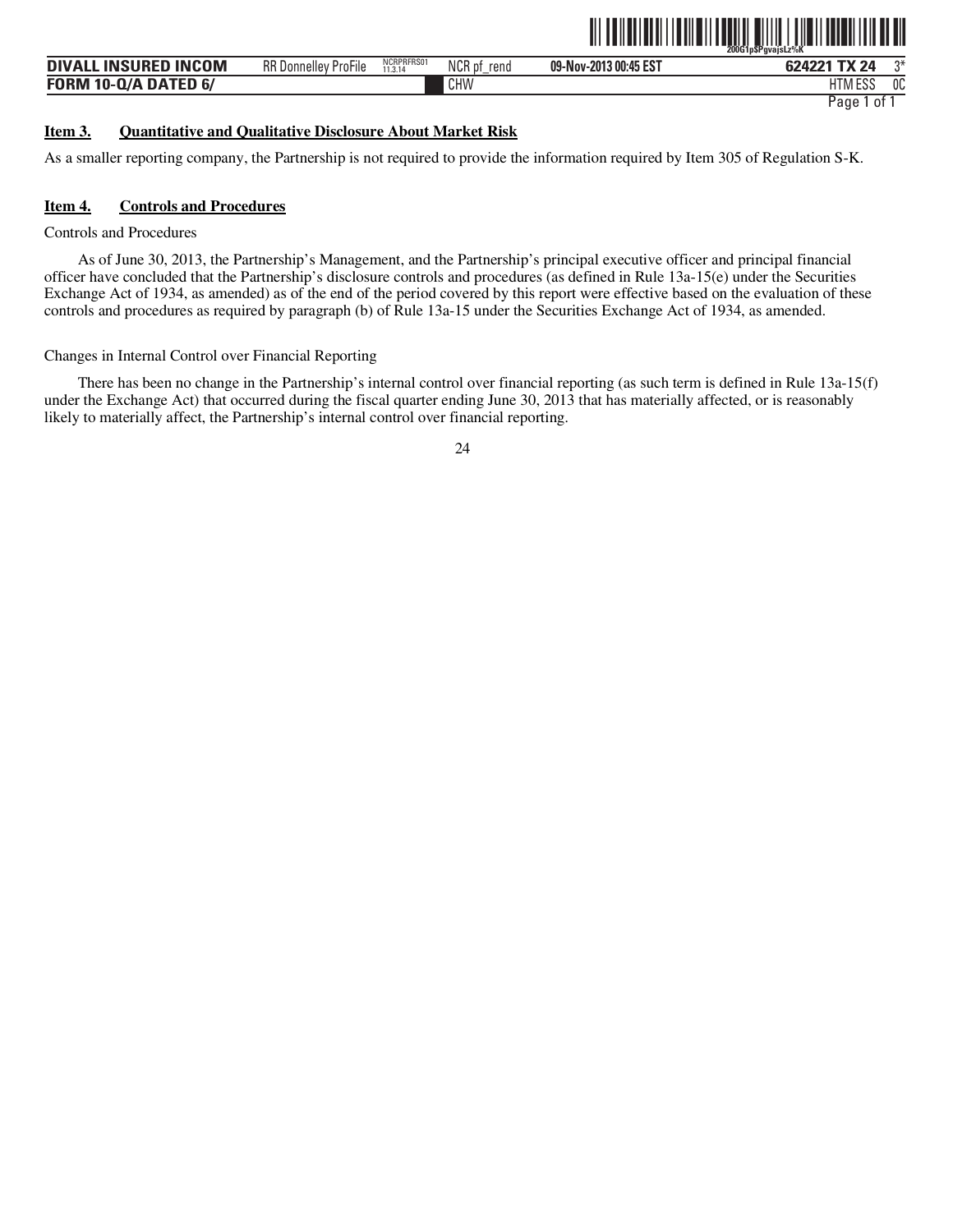## Item 3. Quantitative and Qualitative Disclosure About Market Risk

As a smaller reporting company, the Partnership is not required to provide the information required by Item 305 of Regulation S-K.

## Item 4. Controls and Procedures

Controls and Procedures

As of June 30, 2013, the Partnership's Management, and the Partnership's principal executive officer and principal financial officer have concluded that the Partnership's disclosure controls and procedures (as defined in Rule 13a-15(e) under the Securities Exchange Act of 1934, as amended) as of the end of the period covered by this report were effective based on the evaluation of these controls and procedures as required by paragraph (b) of Rule 13a-15 under the Securities Exchange Act of 1934, as amended.

Changes in Internal Control over Financial Reporting

There has been no change in the Partnership's internal control over financial reporting (as such term is defined in Rule 13a-15(f) under the Exchange Act) that occurred during the fiscal quarter ending June 30, 2013 that has materially affected, or is reasonably likely to materially affect, the Partnership's internal control over financial reporting.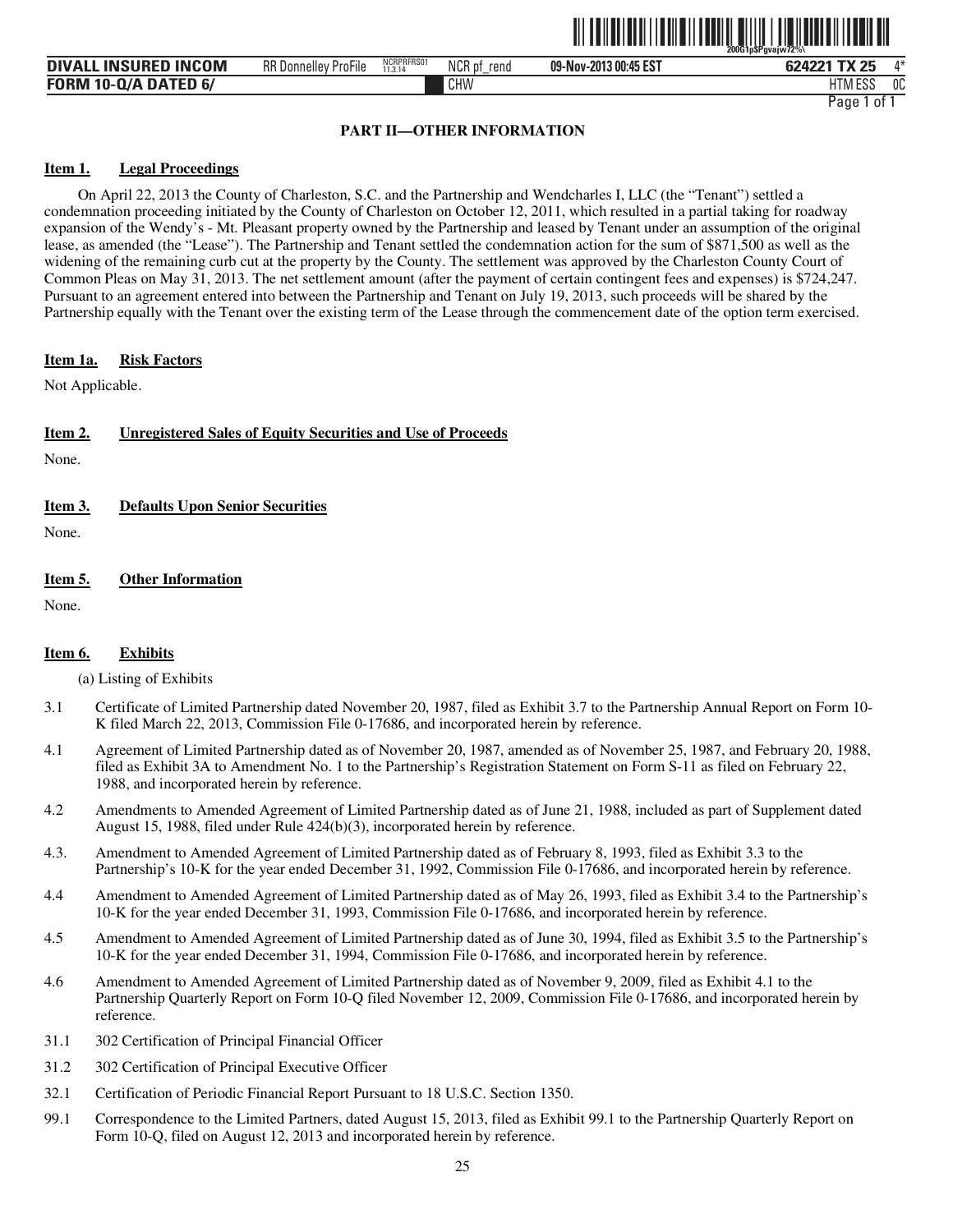## PART II—OTHER INFORMATION

**Item 1. Legal Proceedings**

On April 22, 2013 the County of Charleston, S.C. and the Partnership and Wendcharles I, LLC (the "Tenant") settled a condemnation proceeding initiated by the County of Charleston on October 12, 2011, which resulted in a partial taking for roadway expansion of the Wendy's - Mt. Pleasant property owned by the Partnership and leased by Tenant under an assumption of the original lease, as amended (the "Lease"). The Partnership and Tenant settled the condemnation action for the sum of $871,500 as well as the widening of the remaining curb cut at the property by the County. The settlement was approved by the Charleston County Court of Common Pleas on May 31, 2013. The net settlement amount (after the payment of certain contingent fees and expenses) is $724,247. Pursuant to an agreement entered into between the Partnership and Tenant on July 19, 2013, such proceeds will be shared by the Partnership equally with the Tenant over the existing term of the Lease through the commencement date of the option term exercised.

**Item 1a. Risk Factors**

Not Applicable.

**Item 2. Unregistered Sales of Equity Securities and Use of Proceeds**

None.

**Item 3. Defaults Upon Senior Securities**

None.

**Item 5. Other Information**

None.

**Item 6. Exhibits**

(a) Listing of Exhibits

3.1 Certificate of Limited Partnership dated November 20, 1987, filed as Exhibit 3.7 to the Partnership Annual Report on Form 10-K filed March 22, 2013, Commission File 0-17686, and incorporated herein by reference.

4.1 Agreement of Limited Partnership dated as of November 20, 1987, amended as of November 25, 1987, and February 20, 1988, filed as Exhibit 3A to Amendment No. 1 to the Partnership's Registration Statement on Form S-11 as filed on February 22, 1988, and incorporated herein by reference.

4.2 Amendments to Amended Agreement of Limited Partnership dated as of June 21, 1988, included as part of Supplement dated August 15, 1988, filed under Rule 424(b)(3), incorporated herein by reference.

4.3. Amendment to Amended Agreement of Limited Partnership dated as of February 8, 1993, filed as Exhibit 3.3 to the Partnership's 10-K for the year ended December 31, 1992, Commission File 0-17686, and incorporated herein by reference.

4.4 Amendment to Amended Agreement of Limited Partnership dated as of May 26, 1993, filed as Exhibit 3.4 to the Partnership's 10-K for the year ended December 31, 1993, Commission File 0-17686, and incorporated herein by reference.

4.5 Amendment to Amended Agreement of Limited Partnership dated as of June 30, 1994, filed as Exhibit 3.5 to the Partnership's 10-K for the year ended December 31, 1994, Commission File 0-17686, and incorporated herein by reference.

4.6 Amendment to Amended Agreement of Limited Partnership dated as of November 9, 2009, filed as Exhibit 4.1 to the Partnership Quarterly Report on Form 10-Q filed November 12, 2009, Commission File 0-17686, and incorporated herein by reference.

31.1 302 Certification of Principal Financial Officer

31.2 302 Certification of Principal Executive Officer

32.1 Certification of Periodic Financial Report Pursuant to 18 U.S.C. Section 1350.

99.1 Correspondence to the Limited Partners, dated August 15, 2013, filed as Exhibit 99.1 to the Partnership Quarterly Report on Form 10-Q, filed on August 12, 2013 and incorporated herein by reference.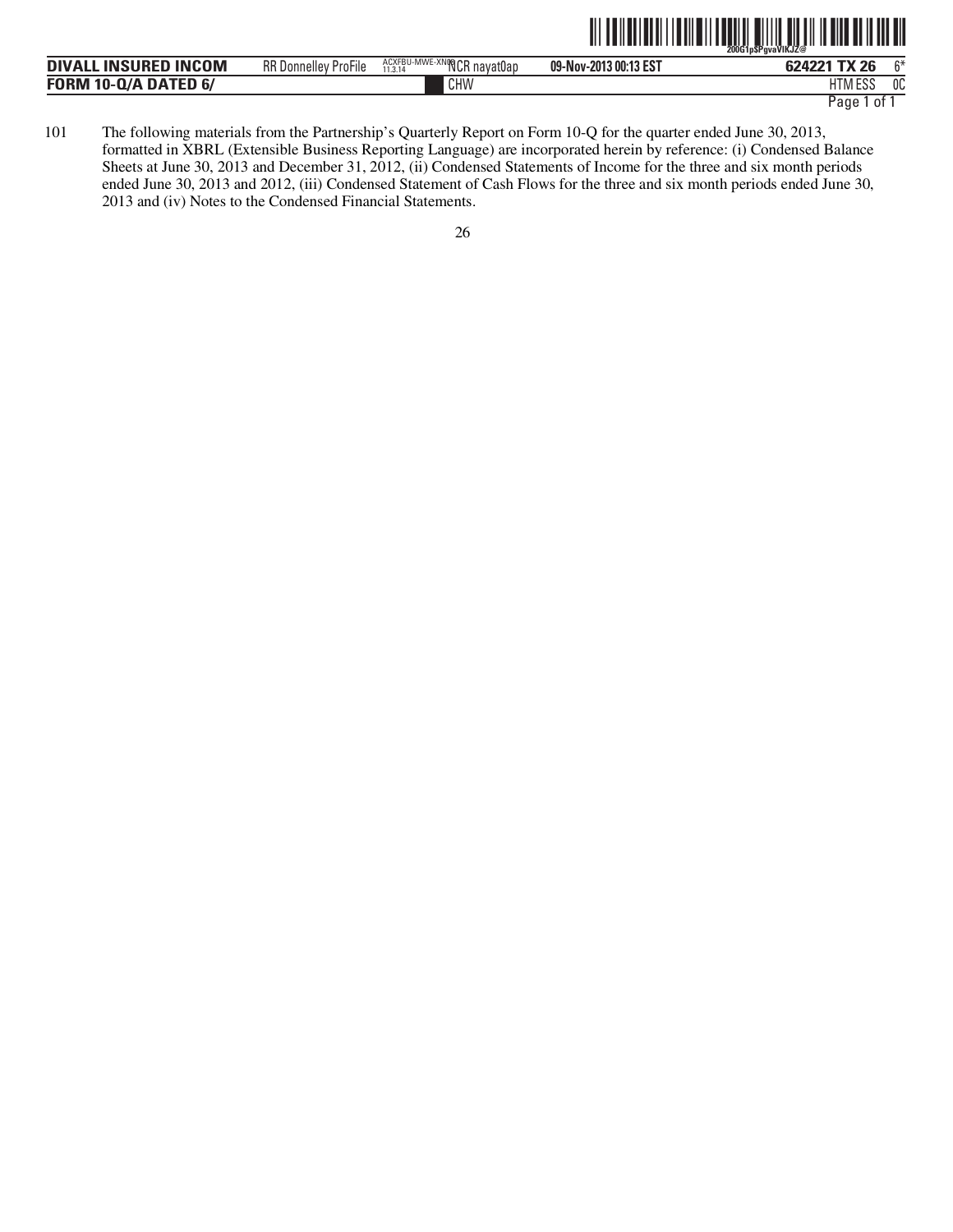101 The following materials from the Partnership's Quarterly Report on Form 10-Q for the quarter ended June 30, 2013, formatted in XBRL (Extensible Business Reporting Language) are incorporated herein by reference: (i) Condensed Balance Sheets at June 30, 2013 and December 31, 2012, (ii) Condensed Statements of Income for the three and six month periods ended June 30, 2013 and 2012, (iii) Condensed Statement of Cash Flows for the three and six month periods ended June 30, 2013 and (iv) Notes to the Condensed Financial Statements.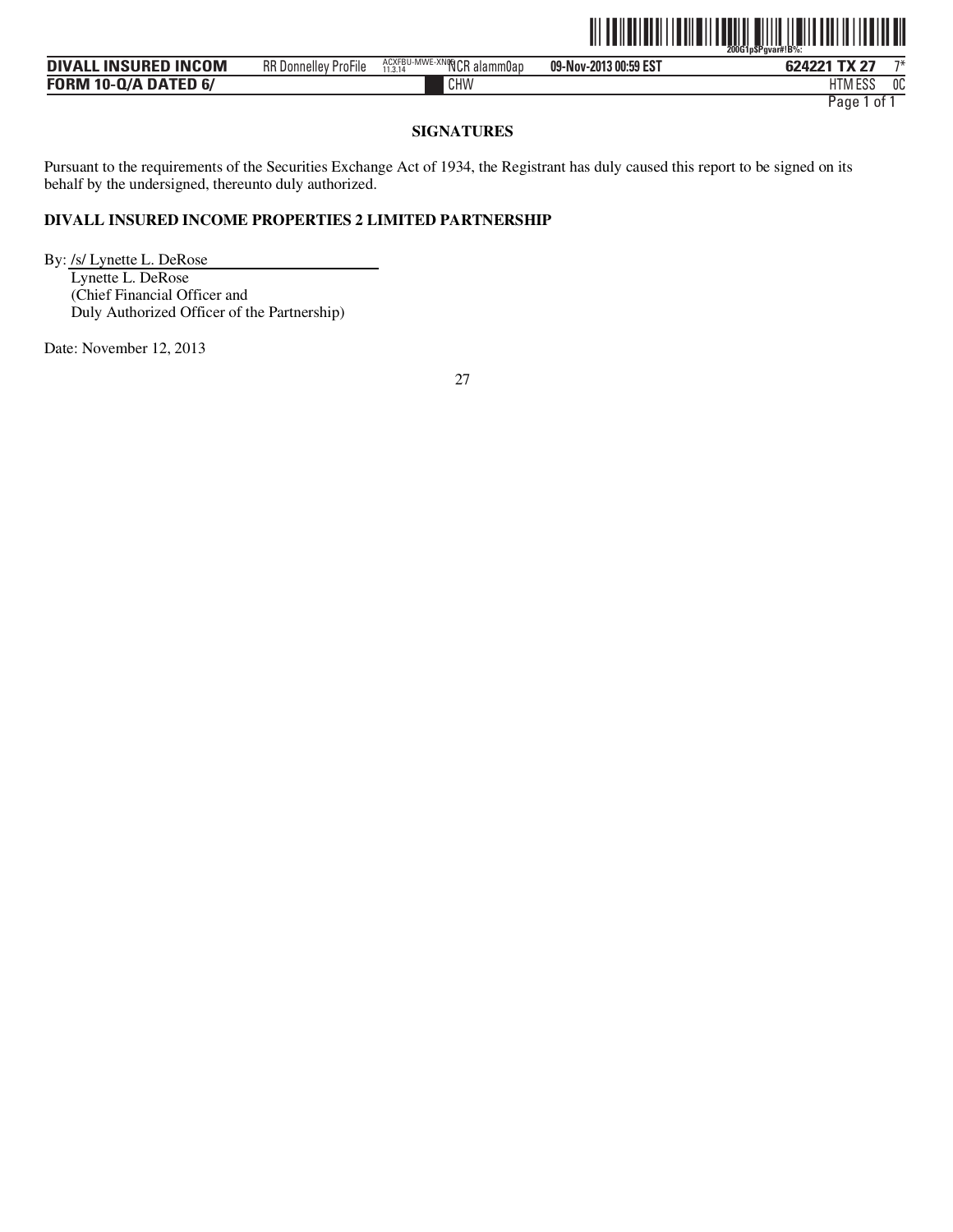## SIGNATURES

Pursuant to the requirements of the Securities Exchange Act of 1934, the Registrant has duly caused this report to be signed on its behalf by the undersigned, thereunto duly authorized.

**DIVALL INSURED INCOME PROPERTIES 2 LIMITED PARTNERSHIP**

By: /s/ Lynette L. DeRose

Lynette L. DeRose
(Chief Financial Officer and
Duly Authorized Officer of the Partnership)

Date: November 12, 2013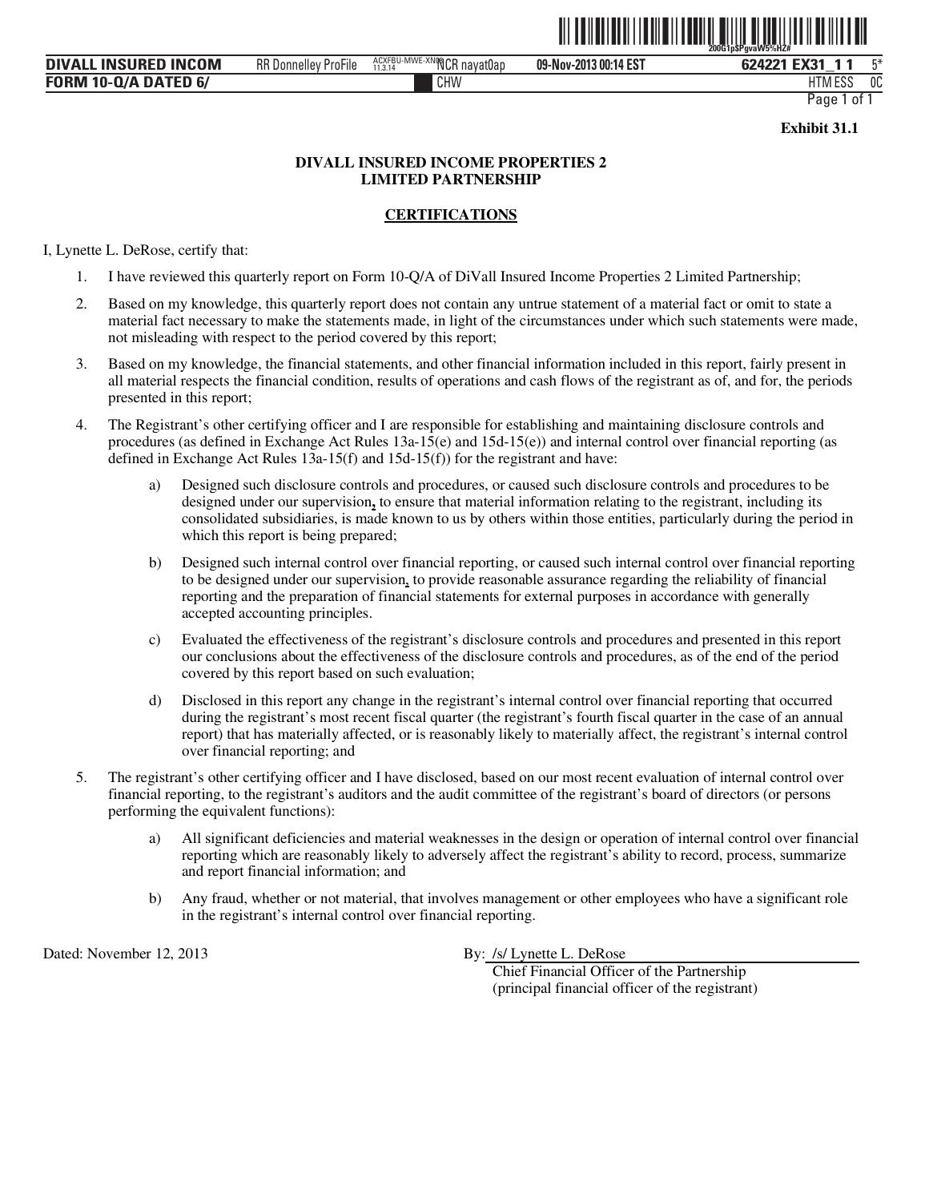**Exhibit 31.1**

**DIVALL INSURED INCOME PROPERTIES 2**
**LIMITED PARTNERSHIP**

**CERTIFICATIONS**

I, Lynette L. DeRose, certify that:

1. I have reviewed this quarterly report on Form 10-Q/A of DiVall Insured Income Properties 2 Limited Partnership;
2. Based on my knowledge, this quarterly report does not contain any untrue statement of a material fact or omit to state a material fact necessary to make the statements made, in light of the circumstances under which such statements were made, not misleading with respect to the period covered by this report;
3. Based on my knowledge, the financial statements, and other financial information included in this report, fairly present in all material respects the financial condition, results of operations and cash flows of the registrant as of, and for, the periods presented in this report;
4. The Registrant's other certifying officer and I are responsible for establishing and maintaining disclosure controls and procedures (as defined in Exchange Act Rules 13a-15(e) and 15d-15(e)) and internal control over financial reporting (as defined in Exchange Act Rules 13a-15(f) and 15d-15(f)) for the registrant and have:
   a) Designed such disclosure controls and procedures, or caused such disclosure controls and procedures to be designed under our supervision, to ensure that material information relating to the registrant, including its consolidated subsidiaries, is made known to us by others within those entities, particularly during the period in which this report is being prepared;
   b) Designed such internal control over financial reporting, or caused such internal control over financial reporting to be designed under our supervision, to provide reasonable assurance regarding the reliability of financial reporting and the preparation of financial statements for external purposes in accordance with generally accepted accounting principles.
   c) Evaluated the effectiveness of the registrant's disclosure controls and procedures and presented in this report our conclusions about the effectiveness of the disclosure controls and procedures, as of the end of the period covered by this report based on such evaluation;
   d) Disclosed in this report any change in the registrant's internal control over financial reporting that occurred during the registrant's most recent fiscal quarter (the registrant's fourth fiscal quarter in the case of an annual report) that has materially affected, or is reasonably likely to materially affect, the registrant's internal control over financial reporting; and
5. The registrant's other certifying officer and I have disclosed, based on our most recent evaluation of internal control over financial reporting, to the registrant's auditors and the audit committee of the registrant's board of directors (or persons performing the equivalent functions):
   a) All significant deficiencies and material weaknesses in the design or operation of internal control over financial reporting which are reasonably likely to adversely affect the registrant's ability to record, process, summarize and report financial information; and
   b) Any fraud, whether or not material, that involves management or other employees who have a significant role in the registrant's internal control over financial reporting.

Dated: November 12, 2013

By: /s/ Lynette L. DeRose
Chief Financial Officer of the Partnership
(principal financial officer of the registrant)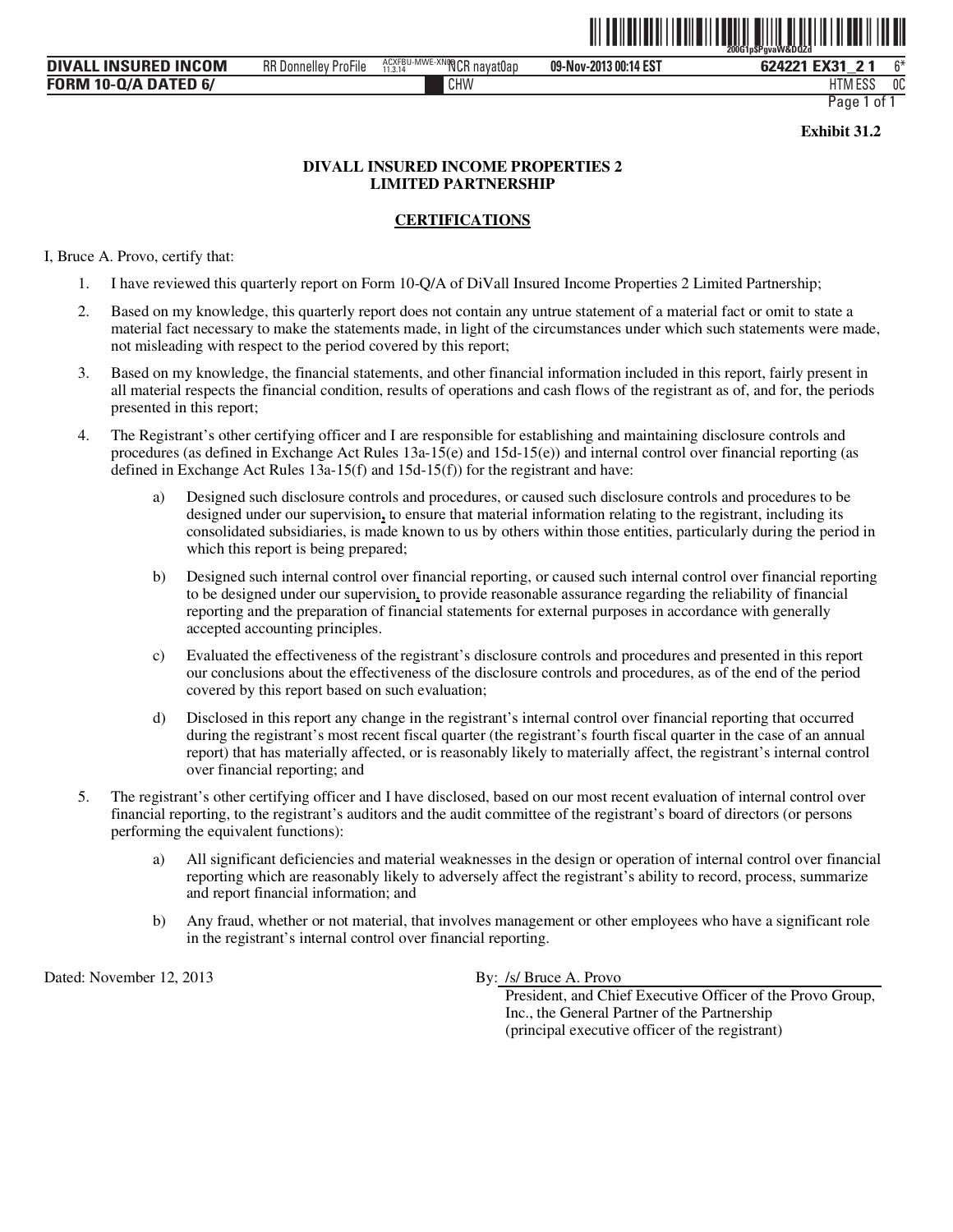**Exhibit 31.2**

**DIVALL INSURED INCOME PROPERTIES 2**
**LIMITED PARTNERSHIP**

**CERTIFICATIONS**

I, Bruce A. Provo, certify that:

1. I have reviewed this quarterly report on Form 10-Q/A of DiVall Insured Income Properties 2 Limited Partnership;

2. Based on my knowledge, this quarterly report does not contain any untrue statement of a material fact or omit to state a material fact necessary to make the statements made, in light of the circumstances under which such statements were made, not misleading with respect to the period covered by this report;

3. Based on my knowledge, the financial statements, and other financial information included in this report, fairly present in all material respects the financial condition, results of operations and cash flows of the registrant as of, and for, the periods presented in this report;

4. The Registrant's other certifying officer and I are responsible for establishing and maintaining disclosure controls and procedures (as defined in Exchange Act Rules 13a-15(e) and 15d-15(e)) and internal control over financial reporting (as defined in Exchange Act Rules 13a-15(f) and 15d-15(f)) for the registrant and have:

   a) Designed such disclosure controls and procedures, or caused such disclosure controls and procedures to be designed under our supervision, to ensure that material information relating to the registrant, including its consolidated subsidiaries, is made known to us by others within those entities, particularly during the period in which this report is being prepared;

   b) Designed such internal control over financial reporting, or caused such internal control over financial reporting to be designed under our supervision, to provide reasonable assurance regarding the reliability of financial reporting and the preparation of financial statements for external purposes in accordance with generally accepted accounting principles.

   c) Evaluated the effectiveness of the registrant's disclosure controls and procedures and presented in this report our conclusions about the effectiveness of the disclosure controls and procedures, as of the end of the period covered by this report based on such evaluation;

   d) Disclosed in this report any change in the registrant's internal control over financial reporting that occurred during the registrant's most recent fiscal quarter (the registrant's fourth fiscal quarter in the case of an annual report) that has materially affected, or is reasonably likely to materially affect, the registrant's internal control over financial reporting; and

5. The registrant's other certifying officer and I have disclosed, based on our most recent evaluation of internal control over financial reporting, to the registrant's auditors and the audit committee of the registrant's board of directors (or persons performing the equivalent functions):

   a) All significant deficiencies and material weaknesses in the design or operation of internal control over financial reporting which are reasonably likely to adversely affect the registrant's ability to record, process, summarize and report financial information; and

   b) Any fraud, whether or not material, that involves management or other employees who have a significant role in the registrant's internal control over financial reporting.

Dated: November 12, 2013

By: /s/ Bruce A. Provo
President, and Chief Executive Officer of the Provo Group, Inc., the General Partner of the Partnership
(principal executive officer of the registrant)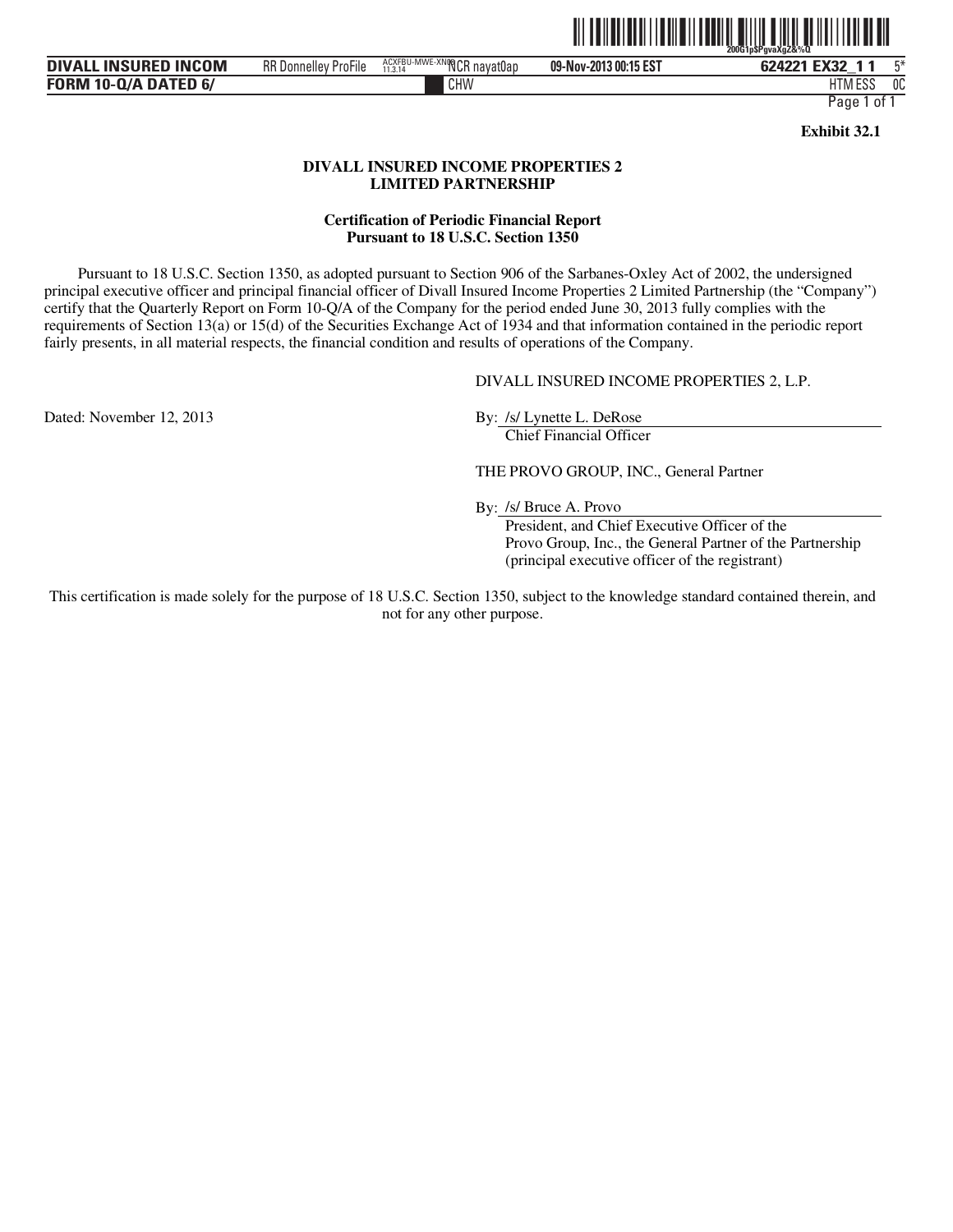**Exhibit 32.1**

**DIVALL INSURED INCOME PROPERTIES 2 LIMITED PARTNERSHIP**

**Certification of Periodic Financial Report Pursuant to 18 U.S.C. Section 1350**

Pursuant to 18 U.S.C. Section 1350, as adopted pursuant to Section 906 of the Sarbanes-Oxley Act of 2002, the undersigned principal executive officer and principal financial officer of Divall Insured Income Properties 2 Limited Partnership (the "Company") certify that the Quarterly Report on Form 10-Q/A of the Company for the period ended June 30, 2013 fully complies with the requirements of Section 13(a) or 15(d) of the Securities Exchange Act of 1934 and that information contained in the periodic report fairly presents, in all material respects, the financial condition and results of operations of the Company.

DIVALL INSURED INCOME PROPERTIES 2, L.P.

Dated: November 12, 2013

By: /s/ Lynette L. DeRose
Chief Financial Officer

THE PROVO GROUP, INC., General Partner

By: /s/ Bruce A. Provo
President, and Chief Executive Officer of the Provo Group, Inc., the General Partner of the Partnership (principal executive officer of the registrant)

This certification is made solely for the purpose of 18 U.S.C. Section 1350, subject to the knowledge standard contained therein, and not for any other purpose.